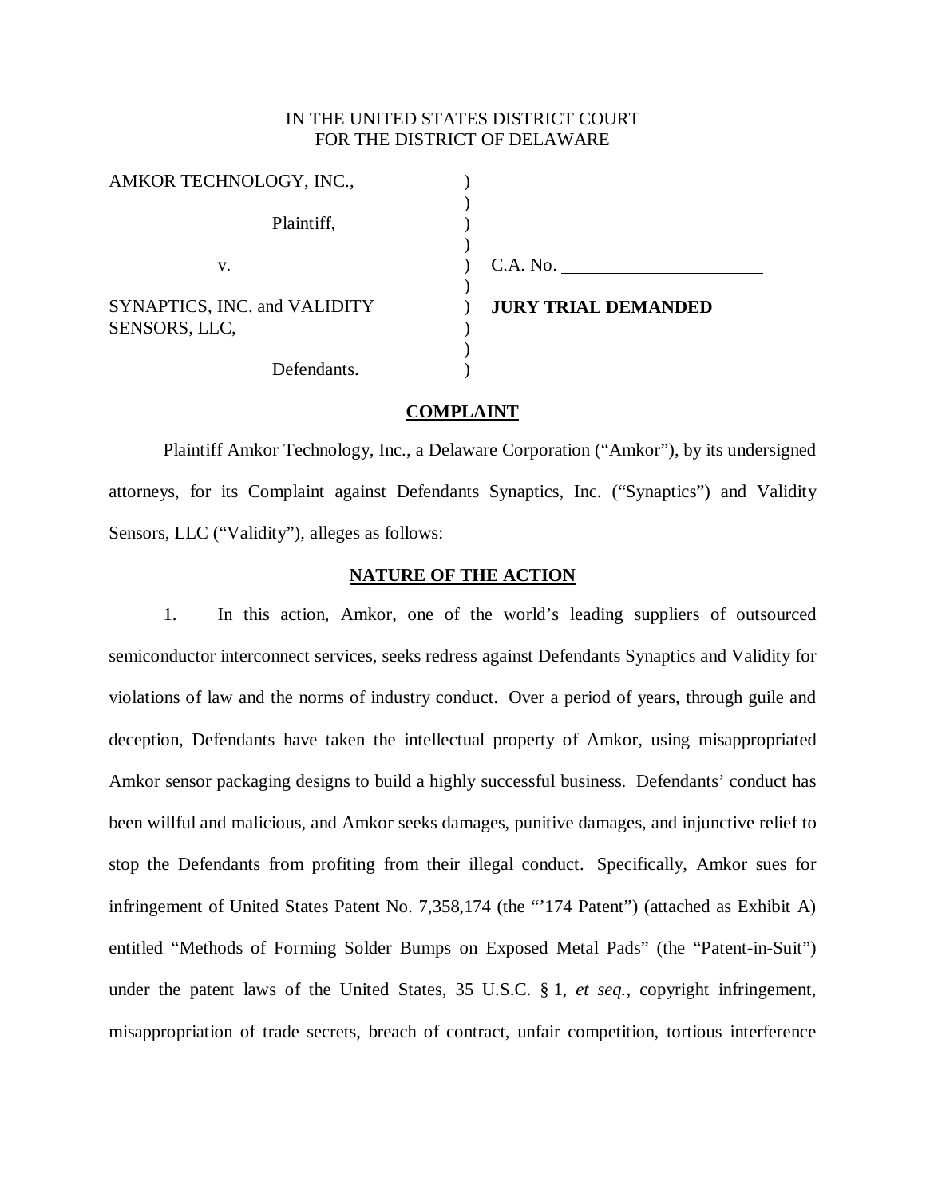IN THE UNITED STATES DISTRICT COURT
FOR THE DISTRICT OF DELAWARE

| | | |
|---|---|---|
| AMKOR TECHNOLOGY, INC., | ) | |
| Plaintiff, | ) | |
| v. | ) | C.A. No. \_\_\_\_\_\_\_\_\_\_\_\_\_\_\_\_\_\_\_\_ |
| SYNAPTICS, INC. and VALIDITY SENSORS, LLC, | ) | **JURY TRIAL DEMANDED** |
| Defendants. | ) | |

## COMPLAINT

Plaintiff Amkor Technology, Inc., a Delaware Corporation ("Amkor"), by its undersigned attorneys, for its Complaint against Defendants Synaptics, Inc. ("Synaptics") and Validity Sensors, LLC ("Validity"), alleges as follows:

## NATURE OF THE ACTION

1. In this action, Amkor, one of the world's leading suppliers of outsourced semiconductor interconnect services, seeks redress against Defendants Synaptics and Validity for violations of law and the norms of industry conduct. Over a period of years, through guile and deception, Defendants have taken the intellectual property of Amkor, using misappropriated Amkor sensor packaging designs to build a highly successful business. Defendants' conduct has been willful and malicious, and Amkor seeks damages, punitive damages, and injunctive relief to stop the Defendants from profiting from their illegal conduct. Specifically, Amkor sues for infringement of United States Patent No. 7,358,174 (the "'174 Patent") (attached as Exhibit A) entitled "Methods of Forming Solder Bumps on Exposed Metal Pads" (the "Patent-in-Suit") under the patent laws of the United States, 35 U.S.C. § 1, *et seq.*, copyright infringement, misappropriation of trade secrets, breach of contract, unfair competition, tortious interference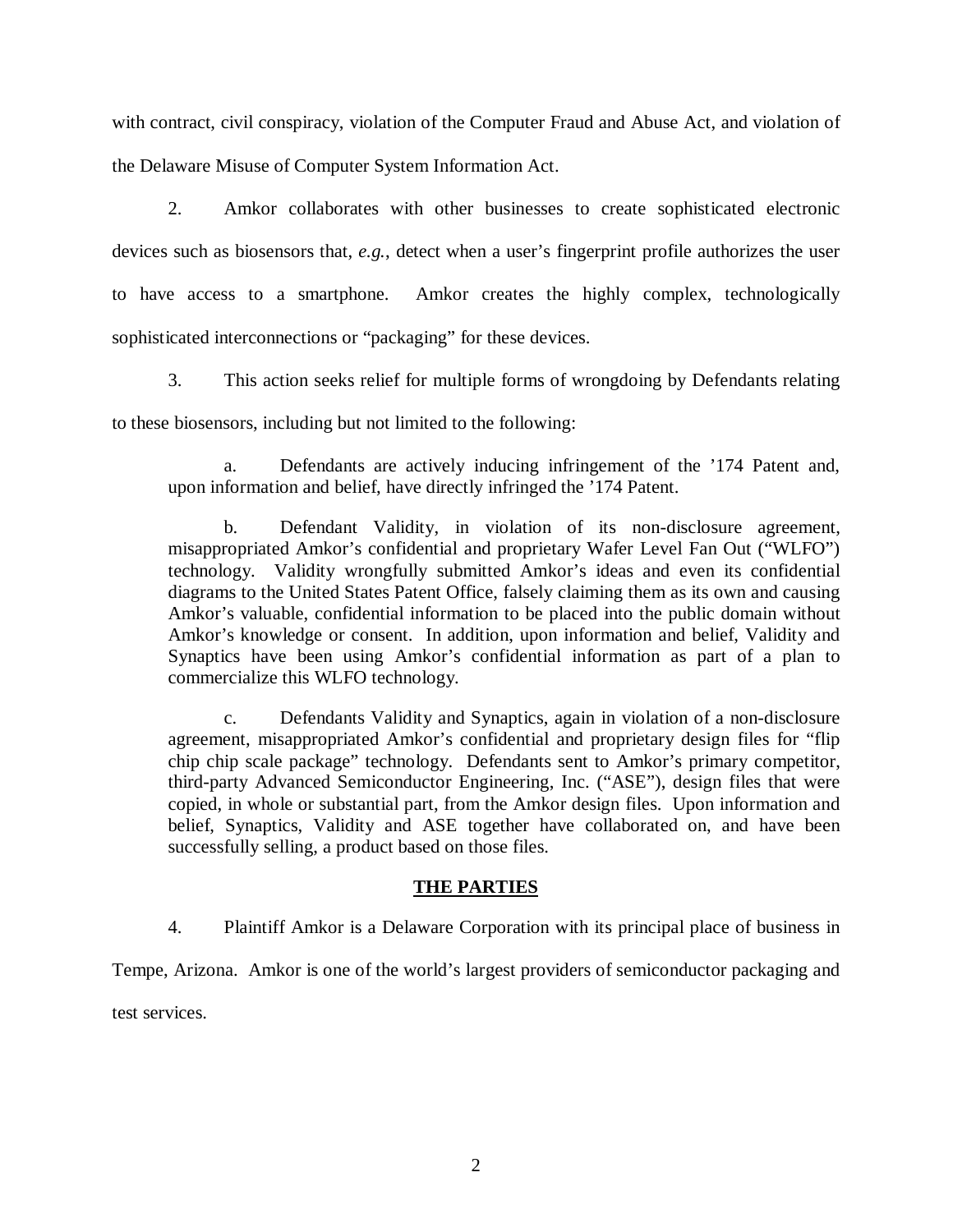with contract, civil conspiracy, violation of the Computer Fraud and Abuse Act, and violation of the Delaware Misuse of Computer System Information Act.

2. Amkor collaborates with other businesses to create sophisticated electronic devices such as biosensors that, *e.g.*, detect when a user's fingerprint profile authorizes the user to have access to a smartphone. Amkor creates the highly complex, technologically sophisticated interconnections or "packaging" for these devices.

3. This action seeks relief for multiple forms of wrongdoing by Defendants relating to these biosensors, including but not limited to the following:

> a. Defendants are actively inducing infringement of the '174 Patent and, upon information and belief, have directly infringed the '174 Patent.
>
> b. Defendant Validity, in violation of its non-disclosure agreement, misappropriated Amkor's confidential and proprietary Wafer Level Fan Out ("WLFO") technology. Validity wrongfully submitted Amkor's ideas and even its confidential diagrams to the United States Patent Office, falsely claiming them as its own and causing Amkor's valuable, confidential information to be placed into the public domain without Amkor's knowledge or consent. In addition, upon information and belief, Validity and Synaptics have been using Amkor's confidential information as part of a plan to commercialize this WLFO technology.
>
> c. Defendants Validity and Synaptics, again in violation of a non-disclosure agreement, misappropriated Amkor's confidential and proprietary design files for "flip chip chip scale package" technology. Defendants sent to Amkor's primary competitor, third-party Advanced Semiconductor Engineering, Inc. ("ASE"), design files that were copied, in whole or substantial part, from the Amkor design files. Upon information and belief, Synaptics, Validity and ASE together have collaborated on, and have been successfully selling, a product based on those files.

## THE PARTIES

4. Plaintiff Amkor is a Delaware Corporation with its principal place of business in Tempe, Arizona. Amkor is one of the world's largest providers of semiconductor packaging and test services.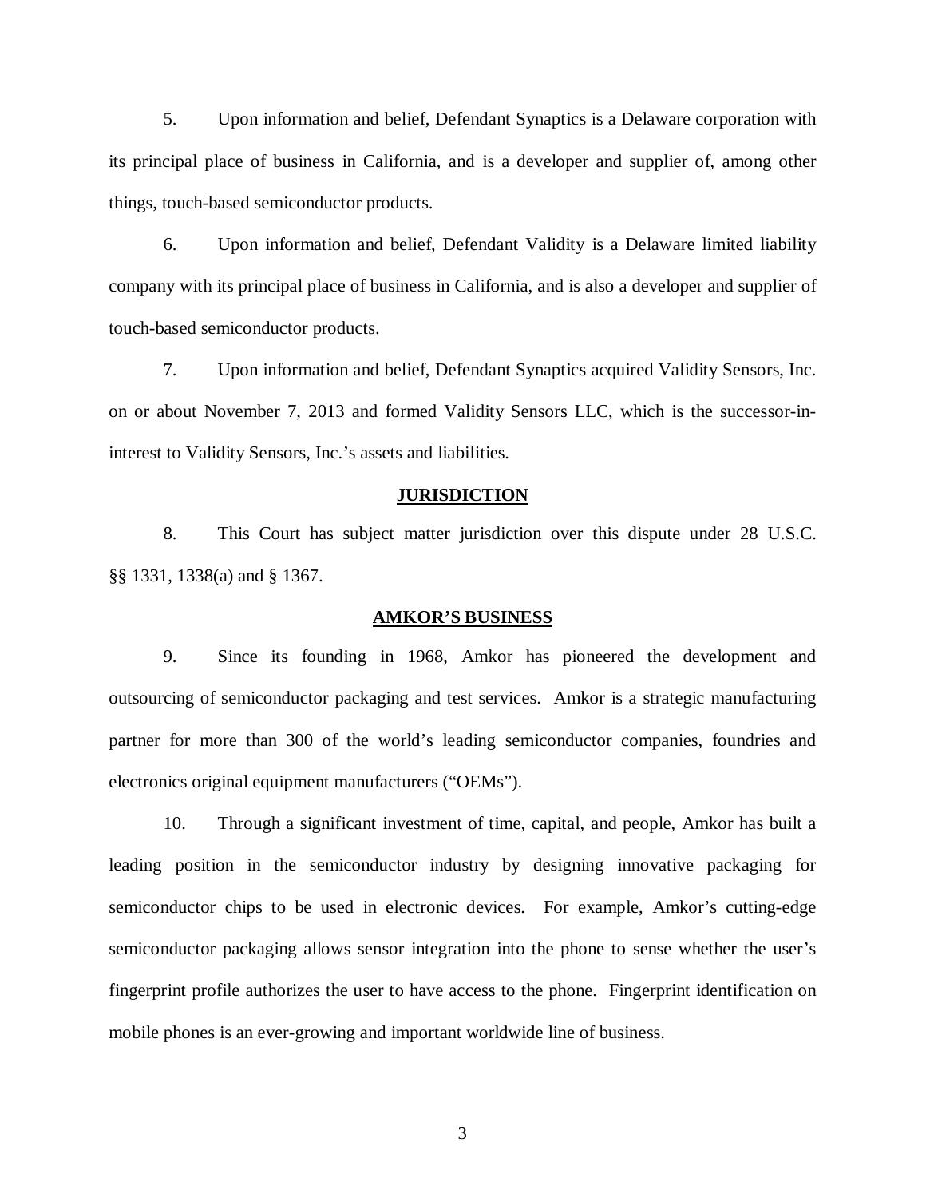5. Upon information and belief, Defendant Synaptics is a Delaware corporation with its principal place of business in California, and is a developer and supplier of, among other things, touch-based semiconductor products.

6. Upon information and belief, Defendant Validity is a Delaware limited liability company with its principal place of business in California, and is also a developer and supplier of touch-based semiconductor products.

7. Upon information and belief, Defendant Synaptics acquired Validity Sensors, Inc. on or about November 7, 2013 and formed Validity Sensors LLC, which is the successor-in-interest to Validity Sensors, Inc.'s assets and liabilities.

## JURISDICTION

8. This Court has subject matter jurisdiction over this dispute under 28 U.S.C. §§ 1331, 1338(a) and § 1367.

## AMKOR'S BUSINESS

9. Since its founding in 1968, Amkor has pioneered the development and outsourcing of semiconductor packaging and test services. Amkor is a strategic manufacturing partner for more than 300 of the world's leading semiconductor companies, foundries and electronics original equipment manufacturers ("OEMs").

10. Through a significant investment of time, capital, and people, Amkor has built a leading position in the semiconductor industry by designing innovative packaging for semiconductor chips to be used in electronic devices. For example, Amkor's cutting-edge semiconductor packaging allows sensor integration into the phone to sense whether the user's fingerprint profile authorizes the user to have access to the phone. Fingerprint identification on mobile phones is an ever-growing and important worldwide line of business.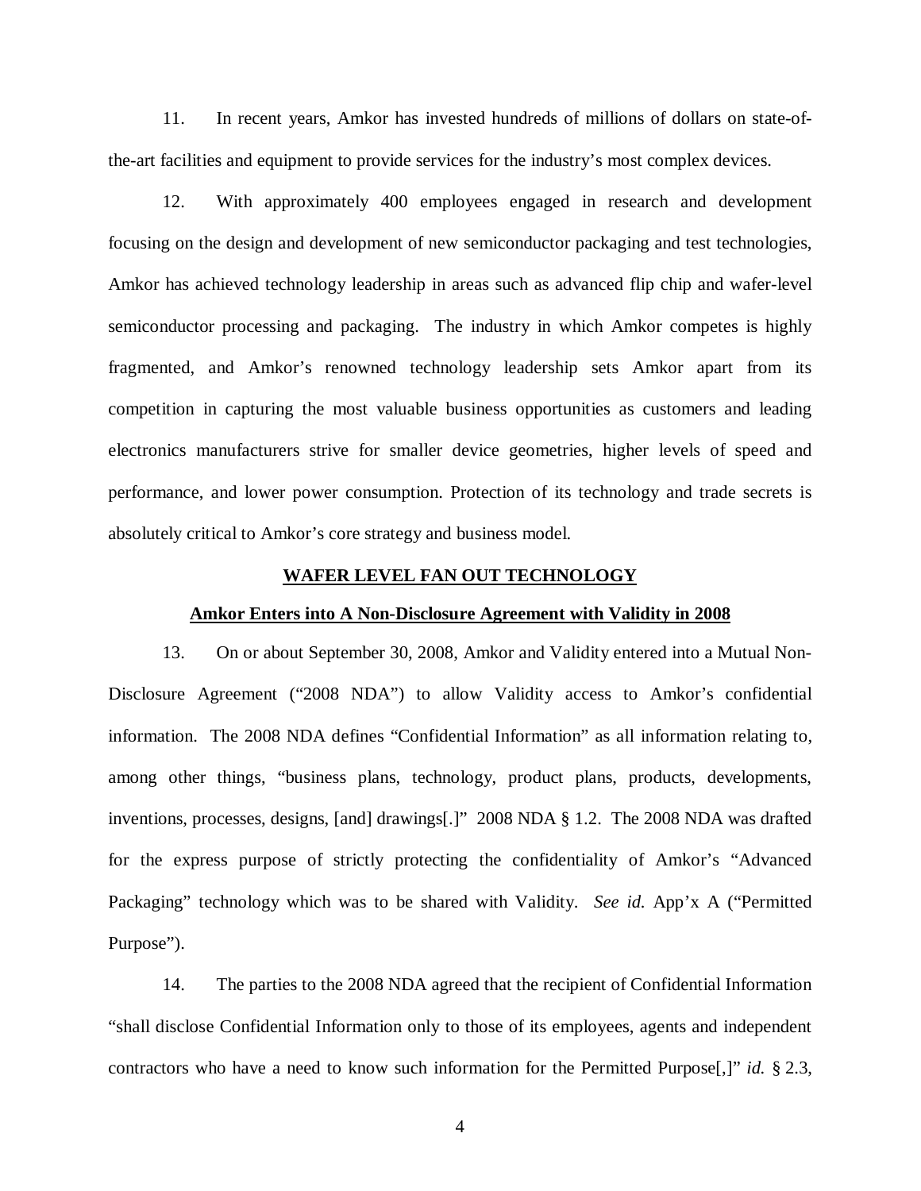11. In recent years, Amkor has invested hundreds of millions of dollars on state-of-the-art facilities and equipment to provide services for the industry's most complex devices.

12. With approximately 400 employees engaged in research and development focusing on the design and development of new semiconductor packaging and test technologies, Amkor has achieved technology leadership in areas such as advanced flip chip and wafer-level semiconductor processing and packaging. The industry in which Amkor competes is highly fragmented, and Amkor's renowned technology leadership sets Amkor apart from its competition in capturing the most valuable business opportunities as customers and leading electronics manufacturers strive for smaller device geometries, higher levels of speed and performance, and lower power consumption. Protection of its technology and trade secrets is absolutely critical to Amkor's core strategy and business model.

## WAFER LEVEL FAN OUT TECHNOLOGY

### Amkor Enters into A Non-Disclosure Agreement with Validity in 2008

13. On or about September 30, 2008, Amkor and Validity entered into a Mutual Non-Disclosure Agreement ("2008 NDA") to allow Validity access to Amkor's confidential information. The 2008 NDA defines "Confidential Information" as all information relating to, among other things, "business plans, technology, product plans, products, developments, inventions, processes, designs, [and] drawings[.]" 2008 NDA § 1.2. The 2008 NDA was drafted for the express purpose of strictly protecting the confidentiality of Amkor's "Advanced Packaging" technology which was to be shared with Validity. *See id.* App'x A ("Permitted Purpose").

14. The parties to the 2008 NDA agreed that the recipient of Confidential Information "shall disclose Confidential Information only to those of its employees, agents and independent contractors who have a need to know such information for the Permitted Purpose[,]" *id.* § 2.3,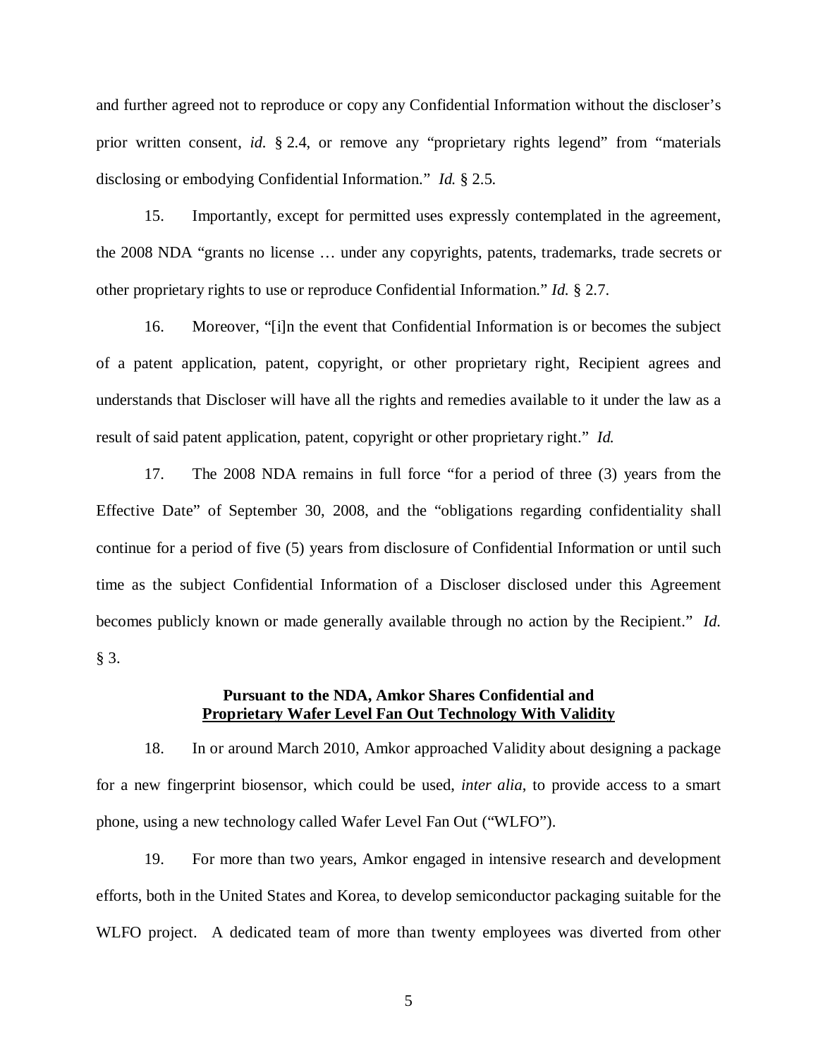and further agreed not to reproduce or copy any Confidential Information without the discloser's prior written consent, *id.* § 2.4, or remove any "proprietary rights legend" from "materials disclosing or embodying Confidential Information." *Id.* § 2.5.

15. Importantly, except for permitted uses expressly contemplated in the agreement, the 2008 NDA "grants no license … under any copyrights, patents, trademarks, trade secrets or other proprietary rights to use or reproduce Confidential Information." *Id.* § 2.7.

16. Moreover, "[i]n the event that Confidential Information is or becomes the subject of a patent application, patent, copyright, or other proprietary right, Recipient agrees and understands that Discloser will have all the rights and remedies available to it under the law as a result of said patent application, patent, copyright or other proprietary right." *Id.*

17. The 2008 NDA remains in full force "for a period of three (3) years from the Effective Date" of September 30, 2008, and the "obligations regarding confidentiality shall continue for a period of five (5) years from disclosure of Confidential Information or until such time as the subject Confidential Information of a Discloser disclosed under this Agreement becomes publicly known or made generally available through no action by the Recipient." *Id.* § 3.

**Pursuant to the NDA, Amkor Shares Confidential and**
**<u>Proprietary Wafer Level Fan Out Technology With Validity</u>**

18. In or around March 2010, Amkor approached Validity about designing a package for a new fingerprint biosensor, which could be used, *inter alia*, to provide access to a smart phone, using a new technology called Wafer Level Fan Out ("WLFO").

19. For more than two years, Amkor engaged in intensive research and development efforts, both in the United States and Korea, to develop semiconductor packaging suitable for the WLFO project. A dedicated team of more than twenty employees was diverted from other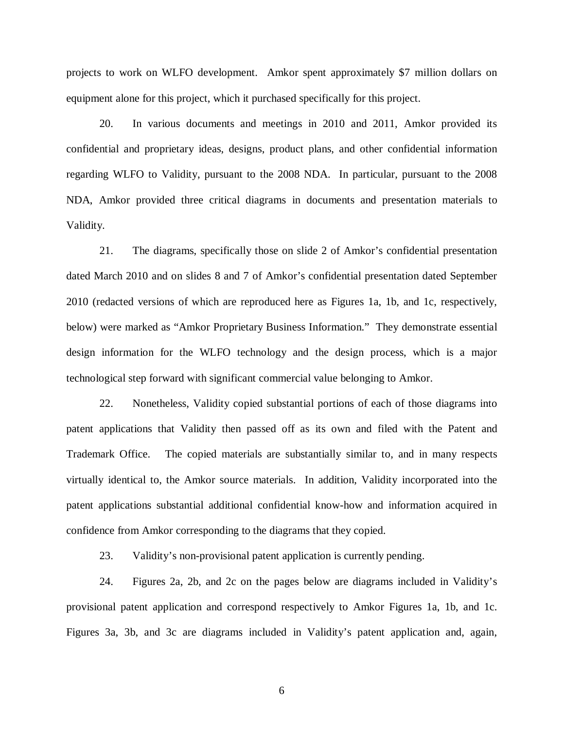projects to work on WLFO development. Amkor spent approximately $7 million dollars on equipment alone for this project, which it purchased specifically for this project.

20. In various documents and meetings in 2010 and 2011, Amkor provided its confidential and proprietary ideas, designs, product plans, and other confidential information regarding WLFO to Validity, pursuant to the 2008 NDA. In particular, pursuant to the 2008 NDA, Amkor provided three critical diagrams in documents and presentation materials to Validity.

21. The diagrams, specifically those on slide 2 of Amkor's confidential presentation dated March 2010 and on slides 8 and 7 of Amkor's confidential presentation dated September 2010 (redacted versions of which are reproduced here as Figures 1a, 1b, and 1c, respectively, below) were marked as "Amkor Proprietary Business Information." They demonstrate essential design information for the WLFO technology and the design process, which is a major technological step forward with significant commercial value belonging to Amkor.

22. Nonetheless, Validity copied substantial portions of each of those diagrams into patent applications that Validity then passed off as its own and filed with the Patent and Trademark Office. The copied materials are substantially similar to, and in many respects virtually identical to, the Amkor source materials. In addition, Validity incorporated into the patent applications substantial additional confidential know-how and information acquired in confidence from Amkor corresponding to the diagrams that they copied.

23. Validity's non-provisional patent application is currently pending.

24. Figures 2a, 2b, and 2c on the pages below are diagrams included in Validity's provisional patent application and correspond respectively to Amkor Figures 1a, 1b, and 1c. Figures 3a, 3b, and 3c are diagrams included in Validity's patent application and, again,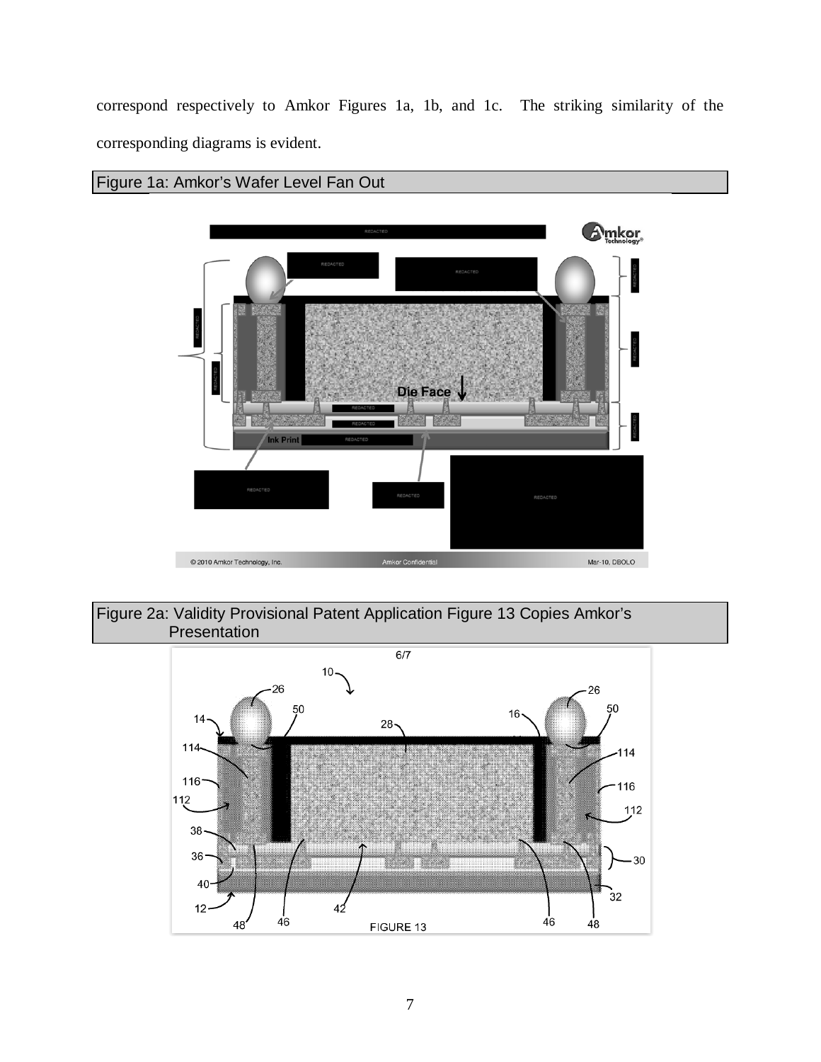correspond respectively to Amkor Figures 1a, 1b, and 1c. The striking similarity of the corresponding diagrams is evident.

Figure 1a: Amkor's Wafer Level Fan Out

Figure 2a: Validity Provisional Patent Application Figure 13 Copies Amkor's Presentation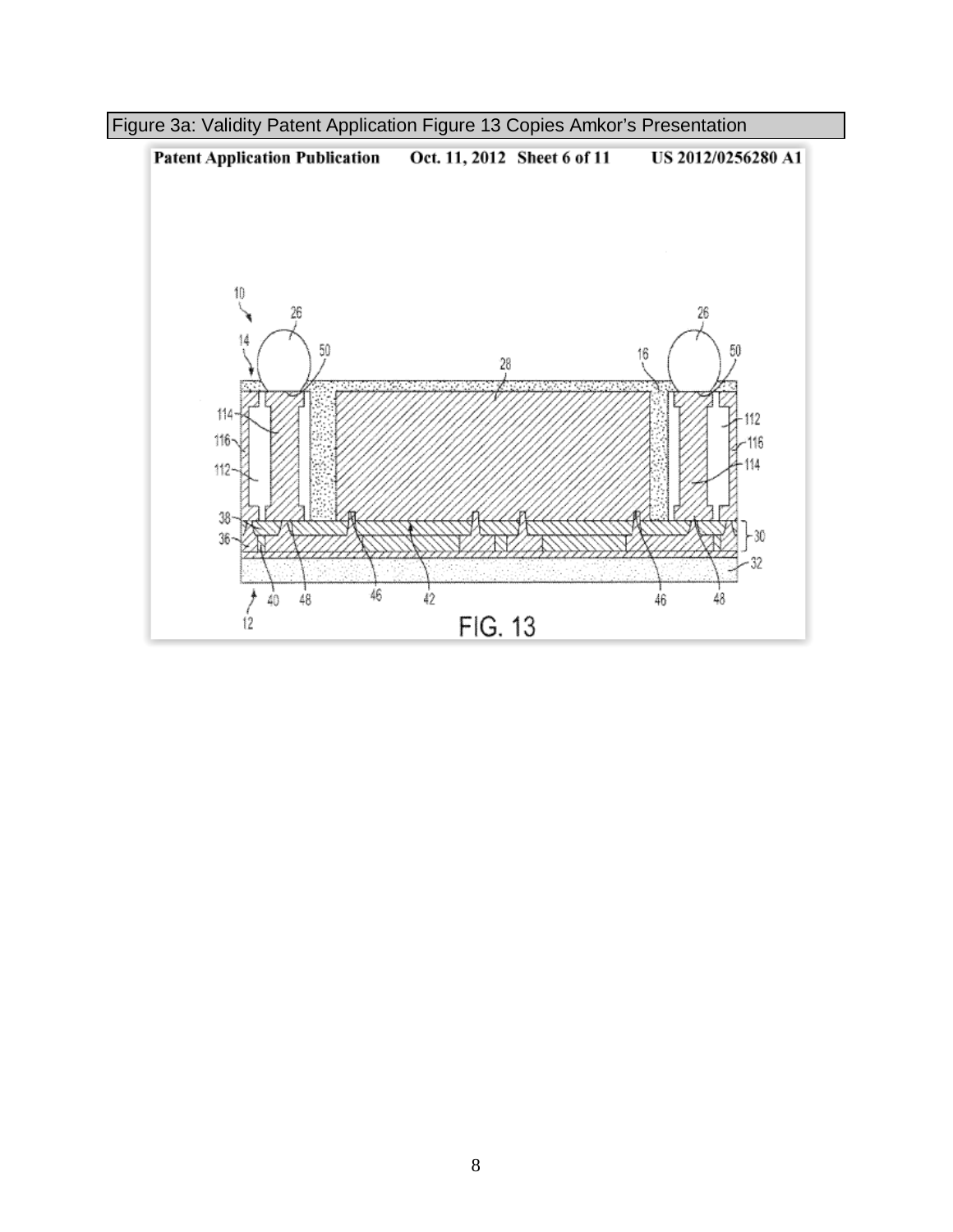Figure 3a: Validity Patent Application Figure 13 Copies Amkor's Presentation

Patent Application Publication Oct. 11, 2012 Sheet 6 of 11 US 2012/0256280 A1

FIG. 13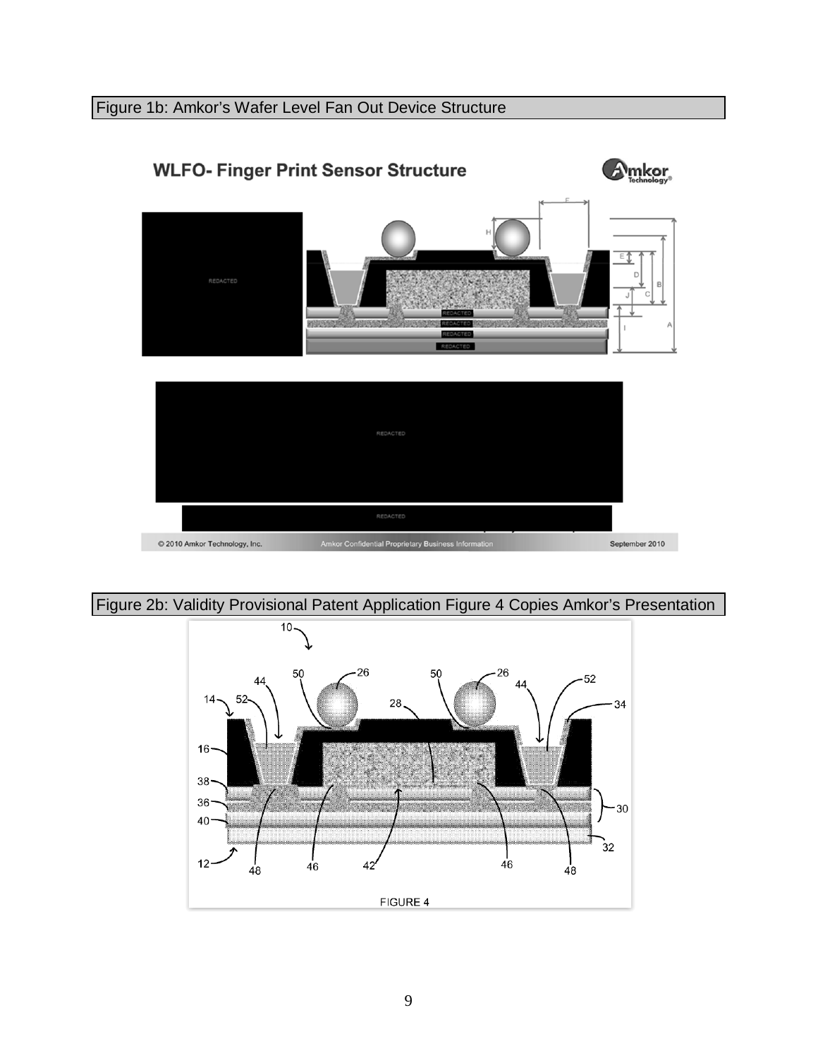Figure 1b: Amkor's Wafer Level Fan Out Device Structure

Figure 2b: Validity Provisional Patent Application Figure 4 Copies Amkor's Presentation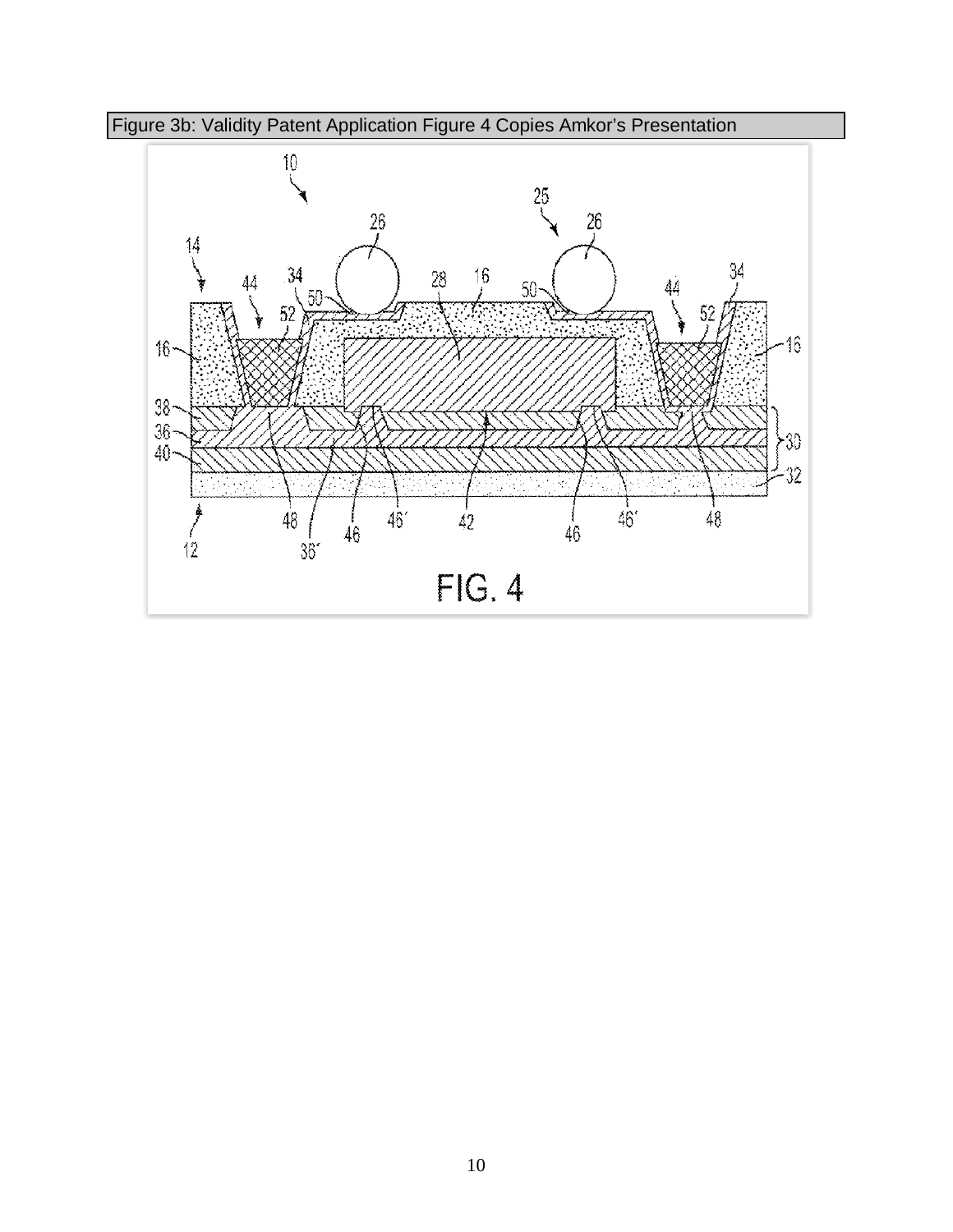Figure 3b: Validity Patent Application Figure 4 Copies Amkor's Presentation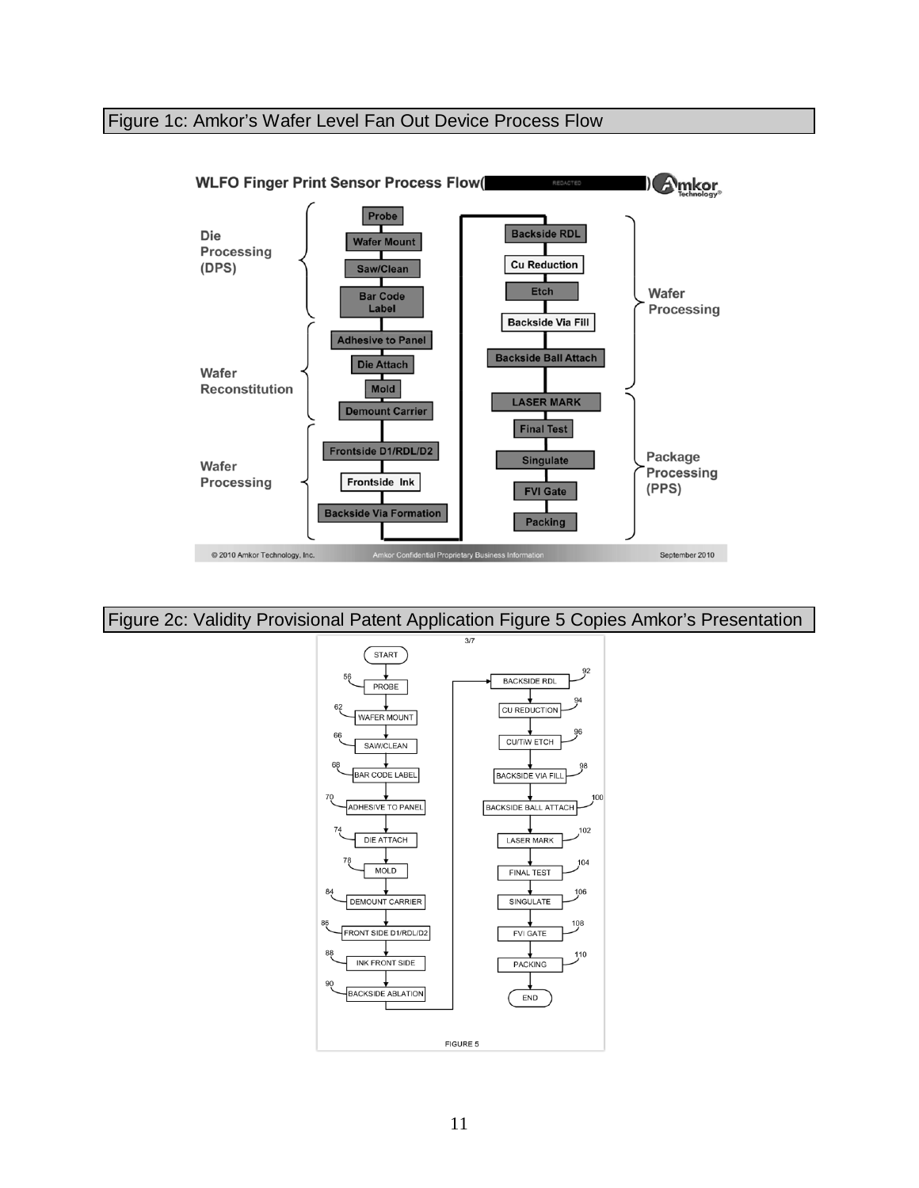Figure 1c: Amkor's Wafer Level Fan Out Device Process Flow

**WLFO Finger Print Sensor Process Flow( REDACTED ) Amkor Technology®**

**Die Processing (DPS)**
- Probe
- Wafer Mount
- Saw/Clean
- Bar Code Label

**Wafer Reconstitution**
- Adhesive to Panel
- Die Attach
- Mold
- Demount Carrier

**Wafer Processing**
- Frontside D1/RDL/D2
- Frontside Ink
- Backside Via Formation

**Wafer Processing**
- Backside RDL
- Cu Reduction
- Etch
- Backside Via Fill
- Backside Ball Attach

**Package Processing (PPS)**
- LASER MARK
- Final Test
- Singulate
- FVI Gate
- Packing

© 2010 Amkor Technology, Inc. Amkor Confidential Proprietary Business Information September 2010

Figure 2c: Validity Provisional Patent Application Figure 5 Copies Amkor's Presentation

3/7

- START
- 56 PROBE
- 62 WAFER MOUNT
- 66 SAW/CLEAN
- 68 BAR CODE LABEL
- 70 ADHESIVE TO PANEL
- 74 DIE ATTACH
- 78 MOLD
- 84 DEMOUNT CARRIER
- 86 FRONT SIDE D1/RDL/D2
- 88 INK FRONT SIDE
- 90 BACKSIDE ABLATION
- 92 BACKSIDE RDL
- 94 CU REDUCTION
- 96 CU/TIW ETCH
- 98 BACKSIDE VIA FILL
- 100 BACKSIDE BALL ATTACH
- 102 LASER MARK
- 104 FINAL TEST
- 106 SINGULATE
- 108 FVI GATE
- 110 PACKING
- END

FIGURE 5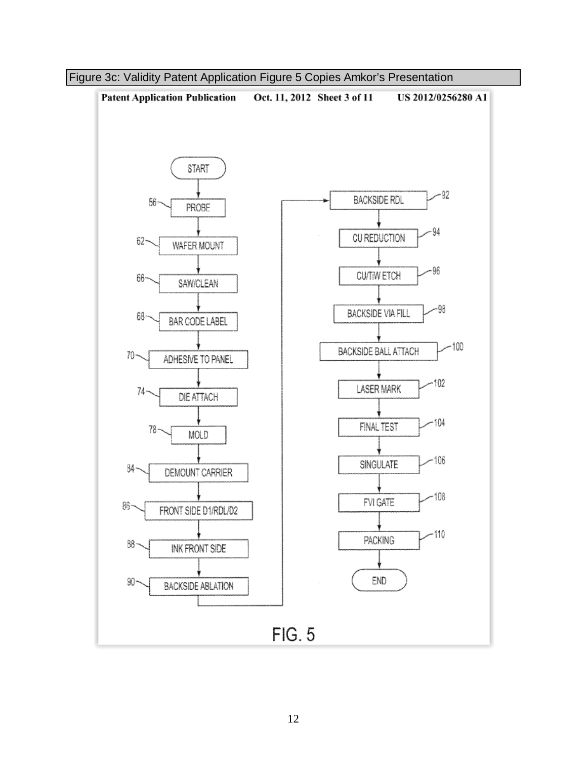Figure 3c: Validity Patent Application Figure 5 Copies Amkor's Presentation

Patent Application Publication Oct. 11, 2012 Sheet 3 of 11 US 2012/0256280 A1

START → 56 PROBE → 62 WAFER MOUNT → 66 SAW/CLEAN → 68 BAR CODE LABEL → 70 ADHESIVE TO PANEL → 74 DIE ATTACH → 78 MOLD → 84 DEMOUNT CARRIER → 86 FRONT SIDE D1/RDL/D2 → 88 INK FRONT SIDE → 90 BACKSIDE ABLATION → 92 BACKSIDE RDL → 94 CU REDUCTION → 96 CU/TIW ETCH → 98 BACKSIDE VIA FILL → 100 BACKSIDE BALL ATTACH → 102 LASER MARK → 104 FINAL TEST → 106 SINGULATE → 108 FVI GATE → 110 PACKING → END

FIG. 5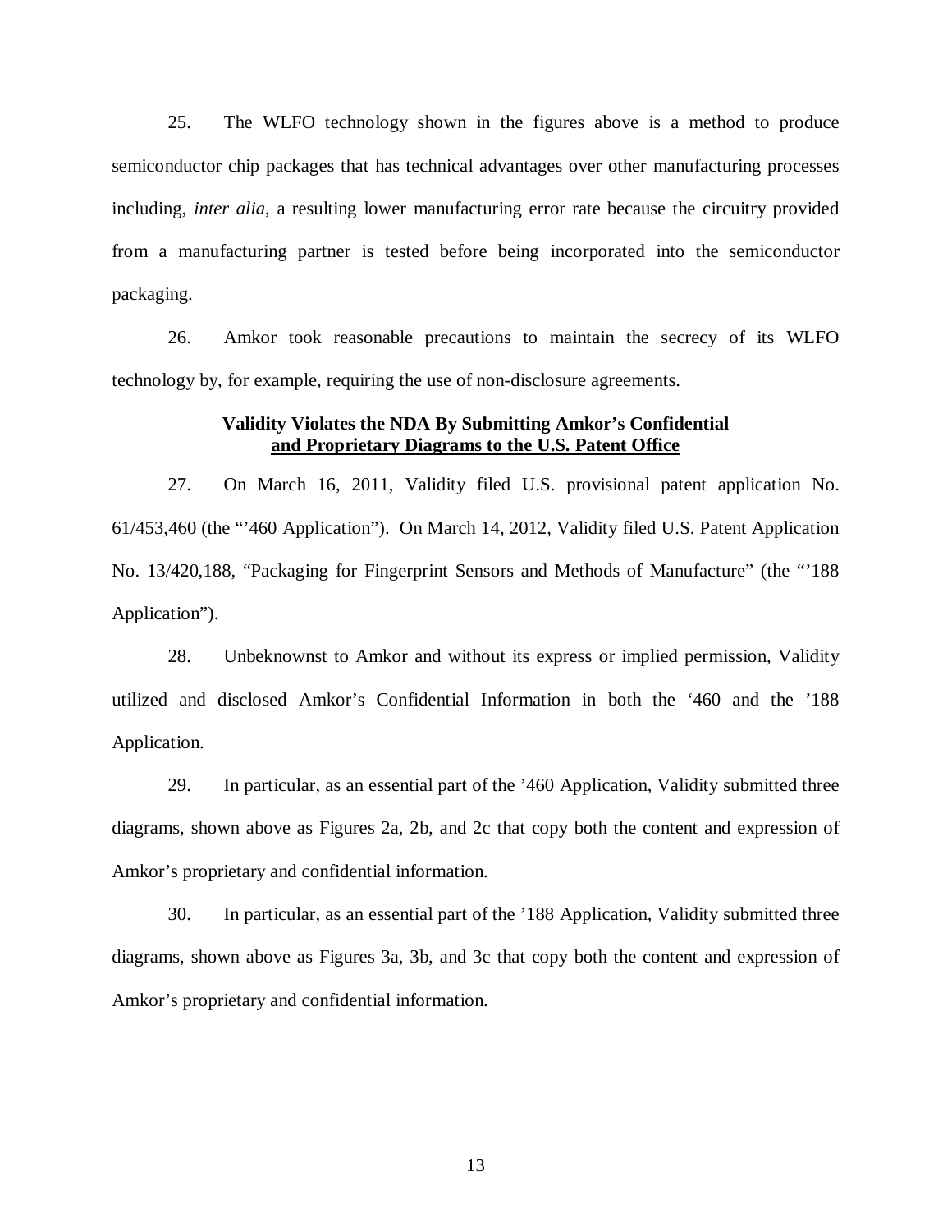25. The WLFO technology shown in the figures above is a method to produce semiconductor chip packages that has technical advantages over other manufacturing processes including, *inter alia*, a resulting lower manufacturing error rate because the circuitry provided from a manufacturing partner is tested before being incorporated into the semiconductor packaging.

26. Amkor took reasonable precautions to maintain the secrecy of its WLFO technology by, for example, requiring the use of non-disclosure agreements.

**Validity Violates the NDA By Submitting Amkor's Confidential <u>and Proprietary Diagrams to the U.S. Patent Office</u>**

27. On March 16, 2011, Validity filed U.S. provisional patent application No. 61/453,460 (the "'460 Application"). On March 14, 2012, Validity filed U.S. Patent Application No. 13/420,188, "Packaging for Fingerprint Sensors and Methods of Manufacture" (the "'188 Application").

28. Unbeknownst to Amkor and without its express or implied permission, Validity utilized and disclosed Amkor's Confidential Information in both the '460 and the '188 Application.

29. In particular, as an essential part of the '460 Application, Validity submitted three diagrams, shown above as Figures 2a, 2b, and 2c that copy both the content and expression of Amkor's proprietary and confidential information.

30. In particular, as an essential part of the '188 Application, Validity submitted three diagrams, shown above as Figures 3a, 3b, and 3c that copy both the content and expression of Amkor's proprietary and confidential information.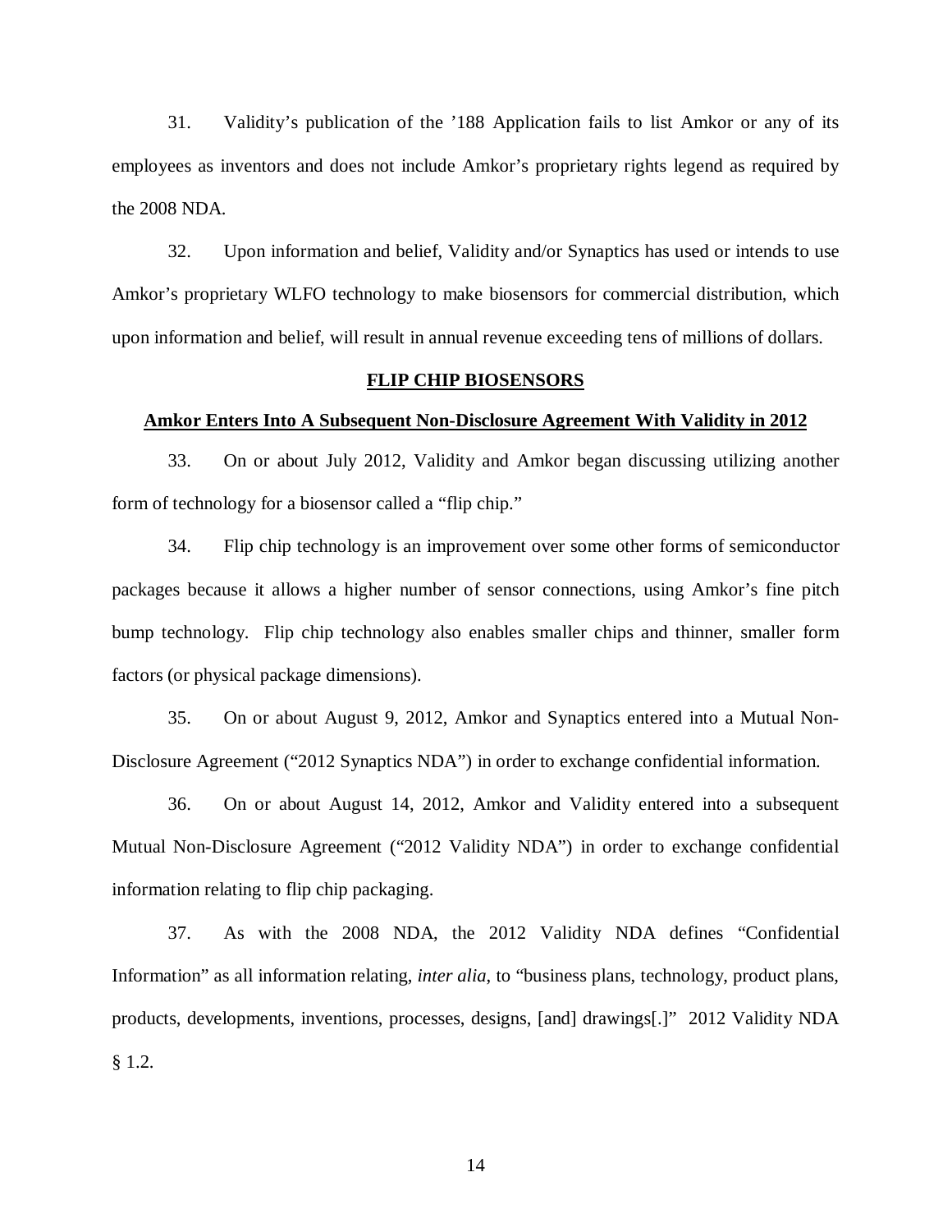31. Validity's publication of the '188 Application fails to list Amkor or any of its employees as inventors and does not include Amkor's proprietary rights legend as required by the 2008 NDA.

32. Upon information and belief, Validity and/or Synaptics has used or intends to use Amkor's proprietary WLFO technology to make biosensors for commercial distribution, which upon information and belief, will result in annual revenue exceeding tens of millions of dollars.

## FLIP CHIP BIOSENSORS

### Amkor Enters Into A Subsequent Non-Disclosure Agreement With Validity in 2012

33. On or about July 2012, Validity and Amkor began discussing utilizing another form of technology for a biosensor called a "flip chip."

34. Flip chip technology is an improvement over some other forms of semiconductor packages because it allows a higher number of sensor connections, using Amkor's fine pitch bump technology. Flip chip technology also enables smaller chips and thinner, smaller form factors (or physical package dimensions).

35. On or about August 9, 2012, Amkor and Synaptics entered into a Mutual Non-Disclosure Agreement ("2012 Synaptics NDA") in order to exchange confidential information.

36. On or about August 14, 2012, Amkor and Validity entered into a subsequent Mutual Non-Disclosure Agreement ("2012 Validity NDA") in order to exchange confidential information relating to flip chip packaging.

37. As with the 2008 NDA, the 2012 Validity NDA defines "Confidential Information" as all information relating, *inter alia*, to "business plans, technology, product plans, products, developments, inventions, processes, designs, [and] drawings[.]" 2012 Validity NDA § 1.2.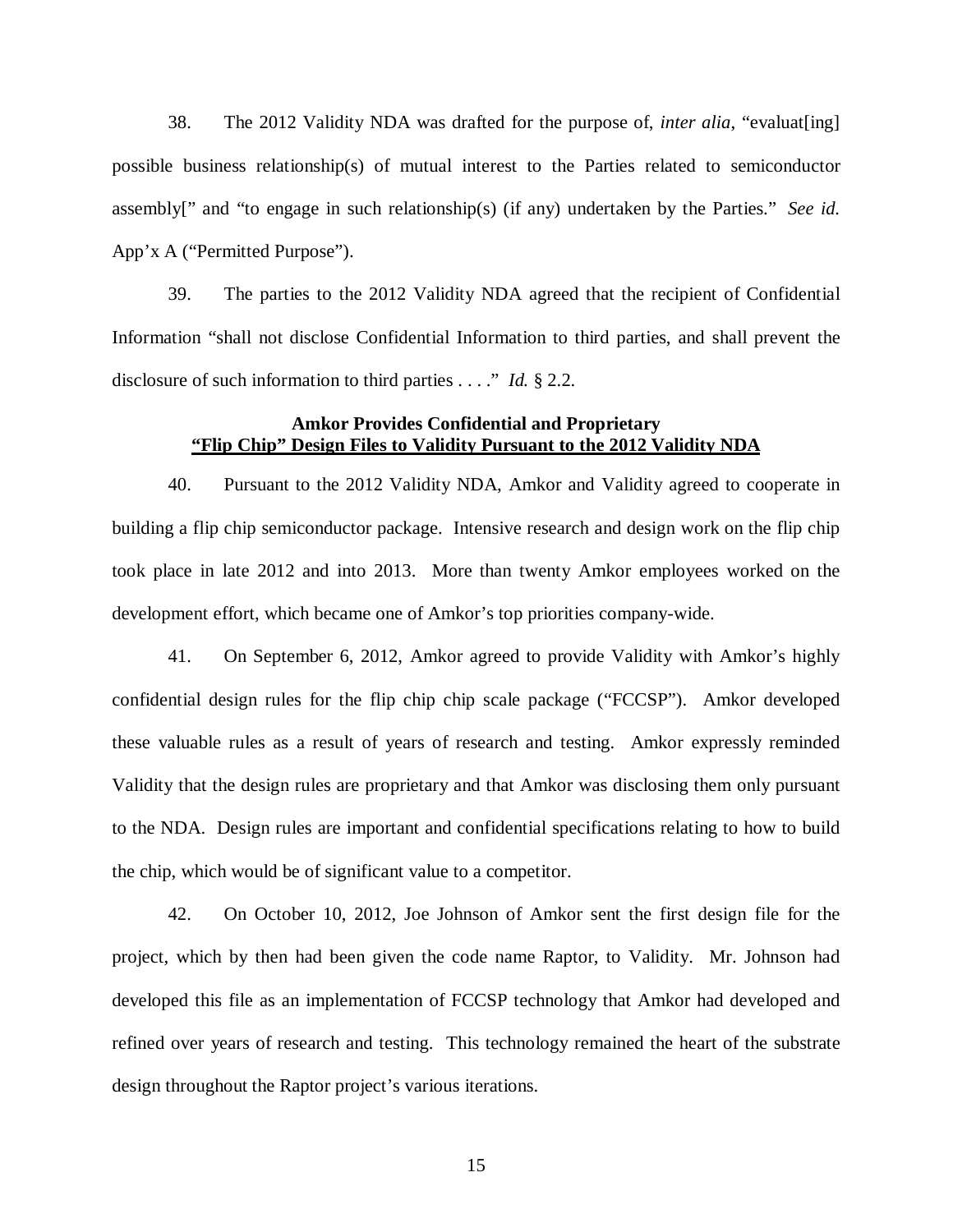38. The 2012 Validity NDA was drafted for the purpose of, *inter alia*, "evaluat[ing] possible business relationship(s) of mutual interest to the Parties related to semiconductor assembly[" and "to engage in such relationship(s) (if any) undertaken by the Parties." *See id.* App'x A ("Permitted Purpose").

39. The parties to the 2012 Validity NDA agreed that the recipient of Confidential Information "shall not disclose Confidential Information to third parties, and shall prevent the disclosure of such information to third parties . . . ." *Id.* § 2.2.

**Amkor Provides Confidential and Proprietary**
**"Flip Chip" Design Files to Validity Pursuant to the 2012 Validity NDA**

40. Pursuant to the 2012 Validity NDA, Amkor and Validity agreed to cooperate in building a flip chip semiconductor package. Intensive research and design work on the flip chip took place in late 2012 and into 2013. More than twenty Amkor employees worked on the development effort, which became one of Amkor's top priorities company-wide.

41. On September 6, 2012, Amkor agreed to provide Validity with Amkor's highly confidential design rules for the flip chip chip scale package ("FCCSP"). Amkor developed these valuable rules as a result of years of research and testing. Amkor expressly reminded Validity that the design rules are proprietary and that Amkor was disclosing them only pursuant to the NDA. Design rules are important and confidential specifications relating to how to build the chip, which would be of significant value to a competitor.

42. On October 10, 2012, Joe Johnson of Amkor sent the first design file for the project, which by then had been given the code name Raptor, to Validity. Mr. Johnson had developed this file as an implementation of FCCSP technology that Amkor had developed and refined over years of research and testing. This technology remained the heart of the substrate design throughout the Raptor project's various iterations.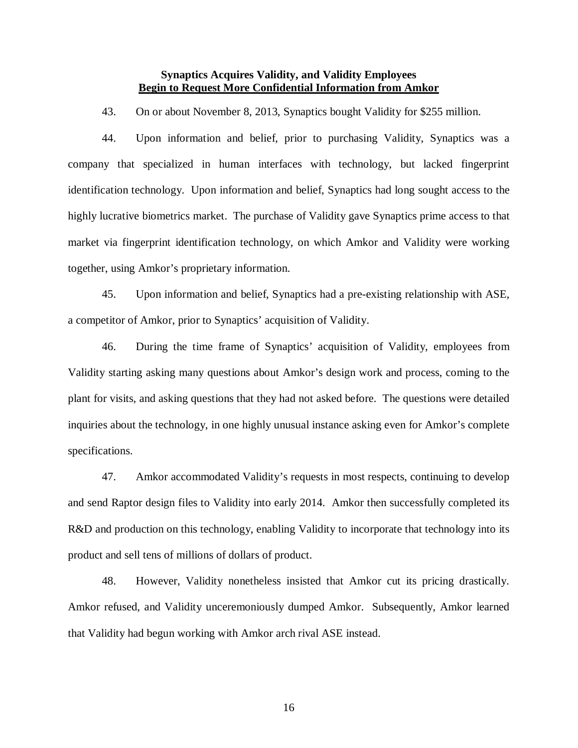**Synaptics Acquires Validity, and Validity Employees**
**<u>Begin to Request More Confidential Information from Amkor</u>**

43. On or about November 8, 2013, Synaptics bought Validity for $255 million.

44. Upon information and belief, prior to purchasing Validity, Synaptics was a company that specialized in human interfaces with technology, but lacked fingerprint identification technology. Upon information and belief, Synaptics had long sought access to the highly lucrative biometrics market. The purchase of Validity gave Synaptics prime access to that market via fingerprint identification technology, on which Amkor and Validity were working together, using Amkor's proprietary information.

45. Upon information and belief, Synaptics had a pre-existing relationship with ASE, a competitor of Amkor, prior to Synaptics' acquisition of Validity.

46. During the time frame of Synaptics' acquisition of Validity, employees from Validity starting asking many questions about Amkor's design work and process, coming to the plant for visits, and asking questions that they had not asked before. The questions were detailed inquiries about the technology, in one highly unusual instance asking even for Amkor's complete specifications.

47. Amkor accommodated Validity's requests in most respects, continuing to develop and send Raptor design files to Validity into early 2014. Amkor then successfully completed its R&D and production on this technology, enabling Validity to incorporate that technology into its product and sell tens of millions of dollars of product.

48. However, Validity nonetheless insisted that Amkor cut its pricing drastically. Amkor refused, and Validity unceremoniously dumped Amkor. Subsequently, Amkor learned that Validity had begun working with Amkor arch rival ASE instead.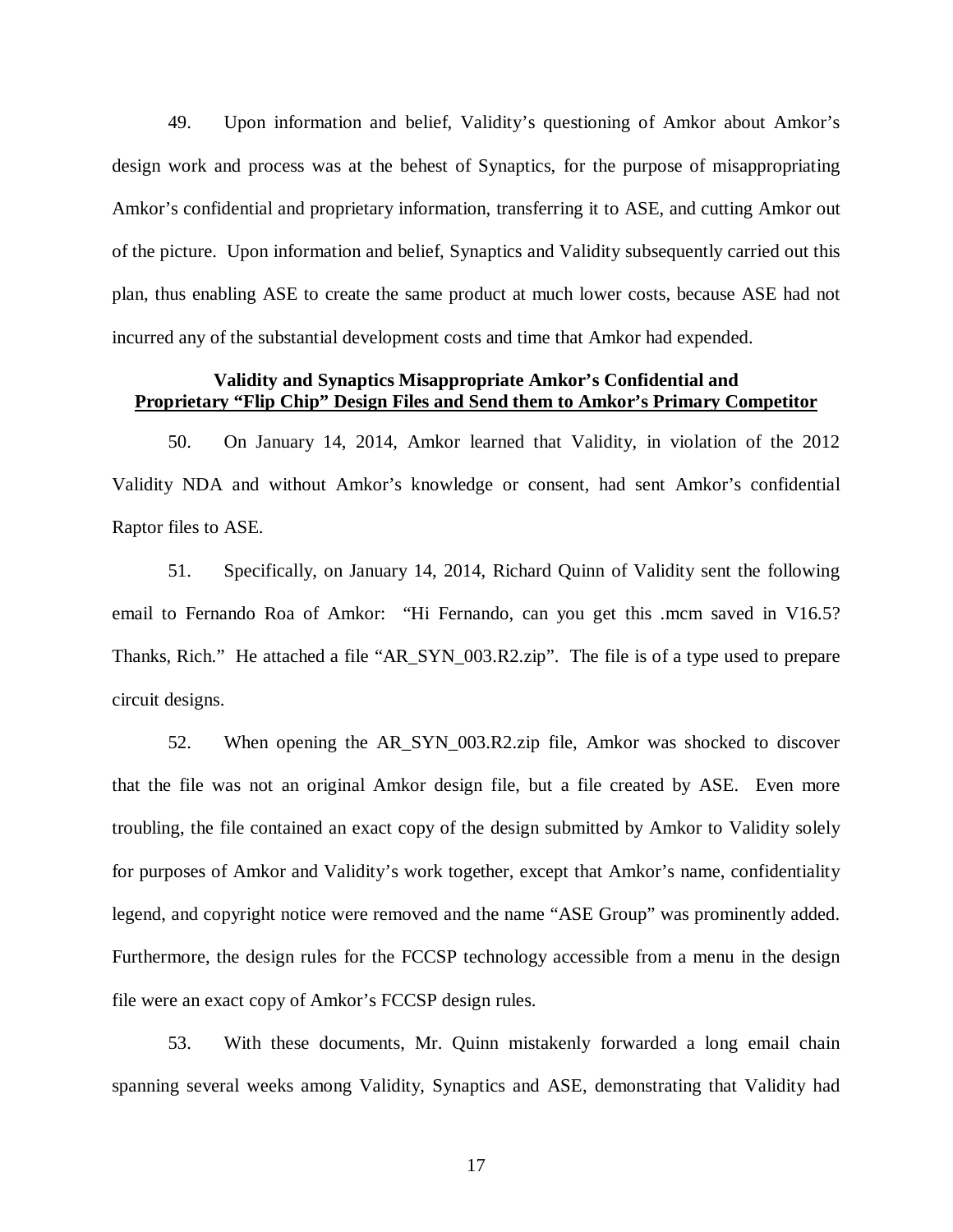49. Upon information and belief, Validity's questioning of Amkor about Amkor's design work and process was at the behest of Synaptics, for the purpose of misappropriating Amkor's confidential and proprietary information, transferring it to ASE, and cutting Amkor out of the picture. Upon information and belief, Synaptics and Validity subsequently carried out this plan, thus enabling ASE to create the same product at much lower costs, because ASE had not incurred any of the substantial development costs and time that Amkor had expended.

**Validity and Synaptics Misappropriate Amkor's Confidential and**
**<u>Proprietary "Flip Chip" Design Files and Send them to Amkor's Primary Competitor</u>**

50. On January 14, 2014, Amkor learned that Validity, in violation of the 2012 Validity NDA and without Amkor's knowledge or consent, had sent Amkor's confidential Raptor files to ASE.

51. Specifically, on January 14, 2014, Richard Quinn of Validity sent the following email to Fernando Roa of Amkor: "Hi Fernando, can you get this .mcm saved in V16.5? Thanks, Rich." He attached a file "AR_SYN_003.R2.zip". The file is of a type used to prepare circuit designs.

52. When opening the AR_SYN_003.R2.zip file, Amkor was shocked to discover that the file was not an original Amkor design file, but a file created by ASE. Even more troubling, the file contained an exact copy of the design submitted by Amkor to Validity solely for purposes of Amkor and Validity's work together, except that Amkor's name, confidentiality legend, and copyright notice were removed and the name "ASE Group" was prominently added. Furthermore, the design rules for the FCCSP technology accessible from a menu in the design file were an exact copy of Amkor's FCCSP design rules.

53. With these documents, Mr. Quinn mistakenly forwarded a long email chain spanning several weeks among Validity, Synaptics and ASE, demonstrating that Validity had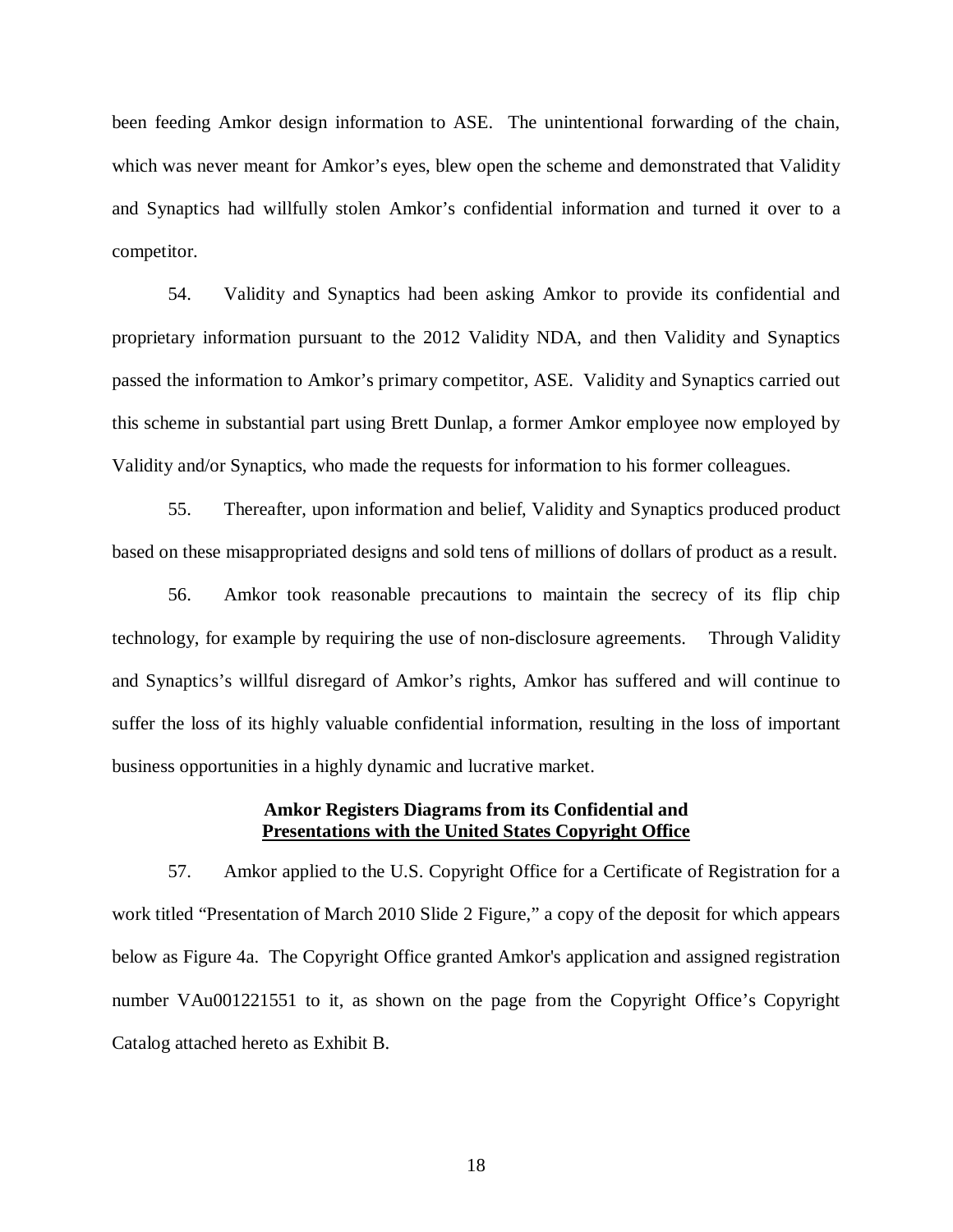been feeding Amkor design information to ASE. The unintentional forwarding of the chain, which was never meant for Amkor's eyes, blew open the scheme and demonstrated that Validity and Synaptics had willfully stolen Amkor's confidential information and turned it over to a competitor.

54. Validity and Synaptics had been asking Amkor to provide its confidential and proprietary information pursuant to the 2012 Validity NDA, and then Validity and Synaptics passed the information to Amkor's primary competitor, ASE. Validity and Synaptics carried out this scheme in substantial part using Brett Dunlap, a former Amkor employee now employed by Validity and/or Synaptics, who made the requests for information to his former colleagues.

55. Thereafter, upon information and belief, Validity and Synaptics produced product based on these misappropriated designs and sold tens of millions of dollars of product as a result.

56. Amkor took reasonable precautions to maintain the secrecy of its flip chip technology, for example by requiring the use of non-disclosure agreements. Through Validity and Synaptics's willful disregard of Amkor's rights, Amkor has suffered and will continue to suffer the loss of its highly valuable confidential information, resulting in the loss of important business opportunities in a highly dynamic and lucrative market.

**Amkor Registers Diagrams from its Confidential and Presentations with the United States Copyright Office**

57. Amkor applied to the U.S. Copyright Office for a Certificate of Registration for a work titled "Presentation of March 2010 Slide 2 Figure," a copy of the deposit for which appears below as Figure 4a. The Copyright Office granted Amkor's application and assigned registration number VAu001221551 to it, as shown on the page from the Copyright Office's Copyright Catalog attached hereto as Exhibit B.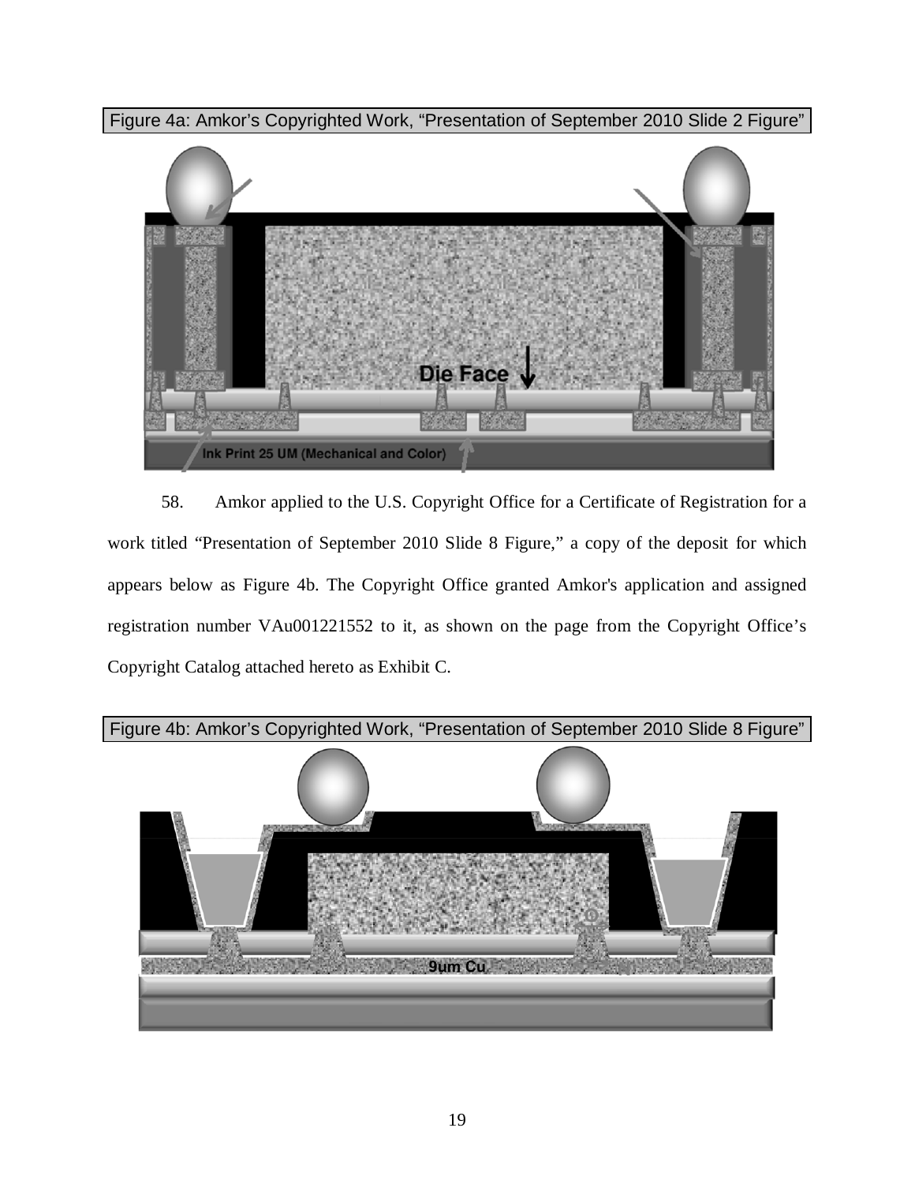Figure 4a: Amkor's Copyrighted Work, "Presentation of September 2010 Slide 2 Figure"

58. Amkor applied to the U.S. Copyright Office for a Certificate of Registration for a work titled "Presentation of September 2010 Slide 8 Figure," a copy of the deposit for which appears below as Figure 4b. The Copyright Office granted Amkor's application and assigned registration number VAu001221552 to it, as shown on the page from the Copyright Office's Copyright Catalog attached hereto as Exhibit C.

Figure 4b: Amkor's Copyrighted Work, "Presentation of September 2010 Slide 8 Figure"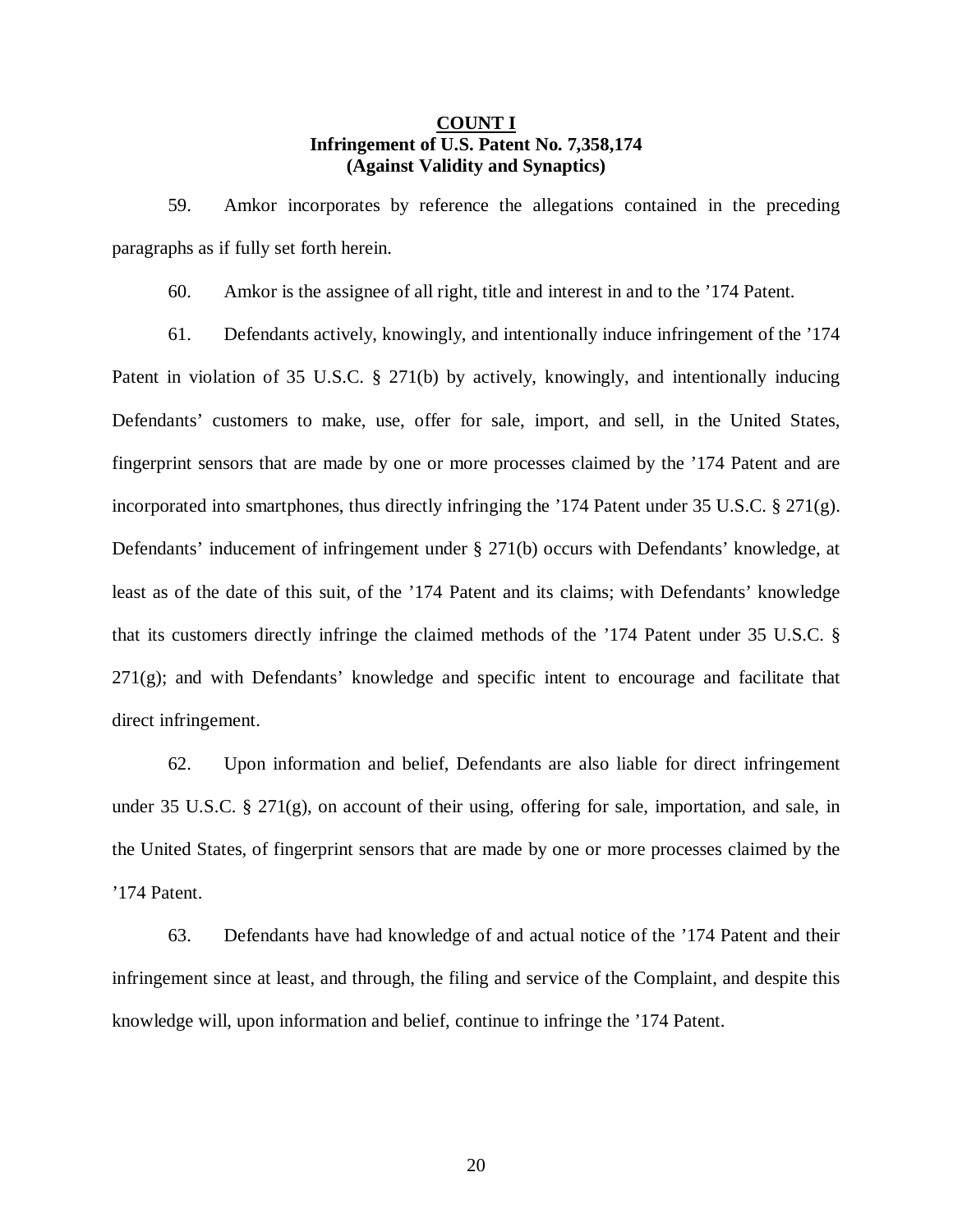**COUNT I**
**Infringement of U.S. Patent No. 7,358,174**
**(Against Validity and Synaptics)**

59. Amkor incorporates by reference the allegations contained in the preceding paragraphs as if fully set forth herein.

60. Amkor is the assignee of all right, title and interest in and to the ’174 Patent.

61. Defendants actively, knowingly, and intentionally induce infringement of the ’174 Patent in violation of 35 U.S.C. § 271(b) by actively, knowingly, and intentionally inducing Defendants’ customers to make, use, offer for sale, import, and sell, in the United States, fingerprint sensors that are made by one or more processes claimed by the ’174 Patent and are incorporated into smartphones, thus directly infringing the ’174 Patent under 35 U.S.C. § 271(g). Defendants’ inducement of infringement under § 271(b) occurs with Defendants’ knowledge, at least as of the date of this suit, of the ’174 Patent and its claims; with Defendants’ knowledge that its customers directly infringe the claimed methods of the ’174 Patent under 35 U.S.C. § 271(g); and with Defendants’ knowledge and specific intent to encourage and facilitate that direct infringement.

62. Upon information and belief, Defendants are also liable for direct infringement under 35 U.S.C. § 271(g), on account of their using, offering for sale, importation, and sale, in the United States, of fingerprint sensors that are made by one or more processes claimed by the ’174 Patent.

63. Defendants have had knowledge of and actual notice of the ’174 Patent and their infringement since at least, and through, the filing and service of the Complaint, and despite this knowledge will, upon information and belief, continue to infringe the ’174 Patent.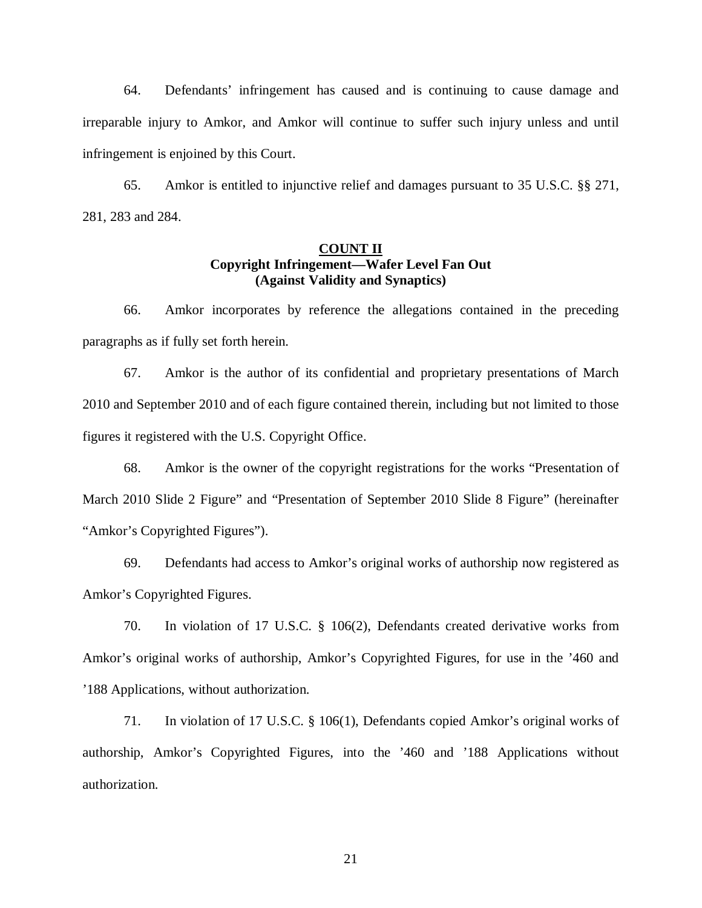64. Defendants' infringement has caused and is continuing to cause damage and irreparable injury to Amkor, and Amkor will continue to suffer such injury unless and until infringement is enjoined by this Court.

65. Amkor is entitled to injunctive relief and damages pursuant to 35 U.S.C. §§ 271, 281, 283 and 284.

**COUNT II**
**Copyright Infringement—Wafer Level Fan Out**
**(Against Validity and Synaptics)**

66. Amkor incorporates by reference the allegations contained in the preceding paragraphs as if fully set forth herein.

67. Amkor is the author of its confidential and proprietary presentations of March 2010 and September 2010 and of each figure contained therein, including but not limited to those figures it registered with the U.S. Copyright Office.

68. Amkor is the owner of the copyright registrations for the works "Presentation of March 2010 Slide 2 Figure" and "Presentation of September 2010 Slide 8 Figure" (hereinafter "Amkor's Copyrighted Figures").

69. Defendants had access to Amkor's original works of authorship now registered as Amkor's Copyrighted Figures.

70. In violation of 17 U.S.C. § 106(2), Defendants created derivative works from Amkor's original works of authorship, Amkor's Copyrighted Figures, for use in the '460 and '188 Applications, without authorization.

71. In violation of 17 U.S.C. § 106(1), Defendants copied Amkor's original works of authorship, Amkor's Copyrighted Figures, into the '460 and '188 Applications without authorization.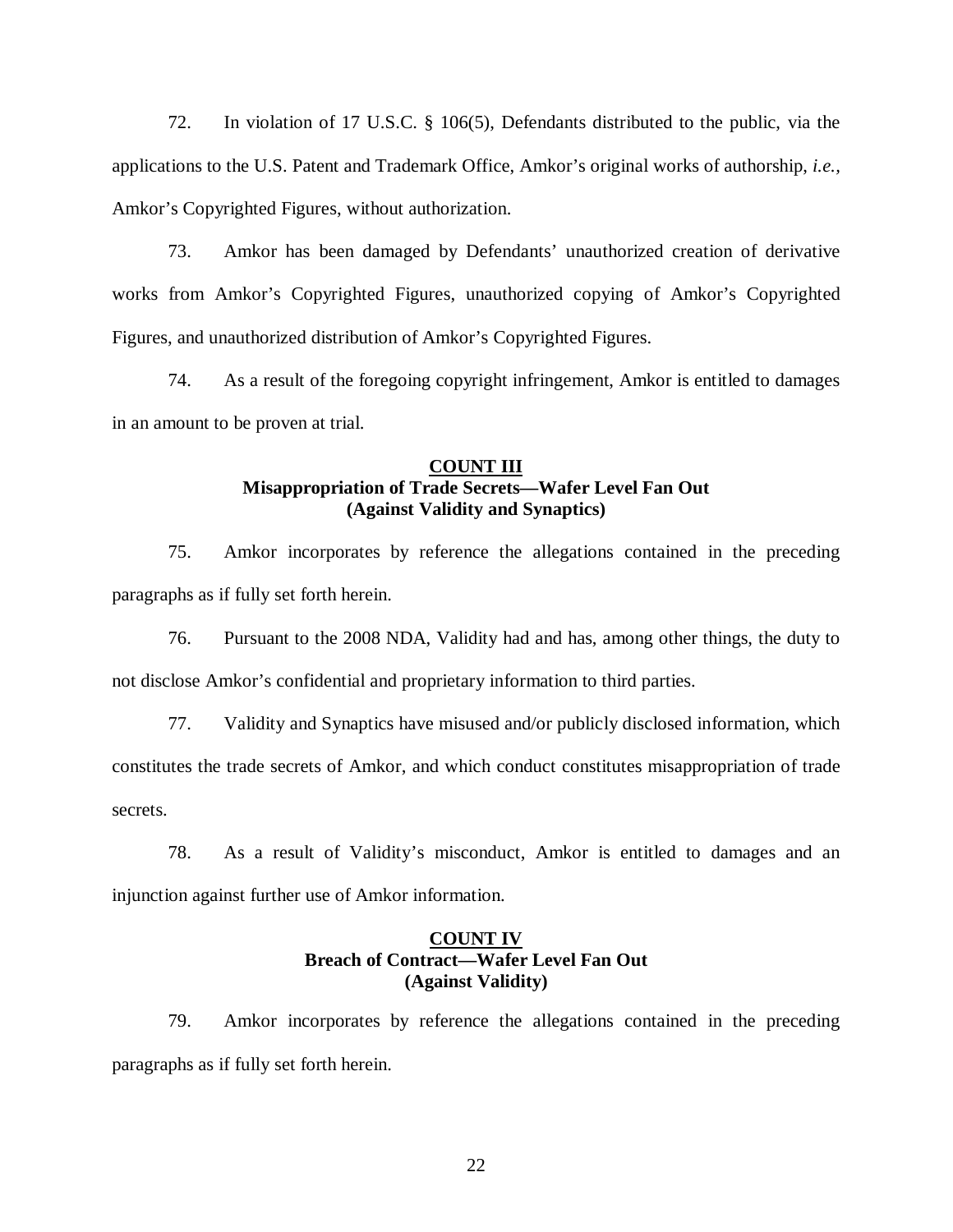72. In violation of 17 U.S.C. § 106(5), Defendants distributed to the public, via the applications to the U.S. Patent and Trademark Office, Amkor's original works of authorship, *i.e.*, Amkor's Copyrighted Figures, without authorization.

73. Amkor has been damaged by Defendants' unauthorized creation of derivative works from Amkor's Copyrighted Figures, unauthorized copying of Amkor's Copyrighted Figures, and unauthorized distribution of Amkor's Copyrighted Figures.

74. As a result of the foregoing copyright infringement, Amkor is entitled to damages in an amount to be proven at trial.

**COUNT III**
**Misappropriation of Trade Secrets—Wafer Level Fan Out**
**(Against Validity and Synaptics)**

75. Amkor incorporates by reference the allegations contained in the preceding paragraphs as if fully set forth herein.

76. Pursuant to the 2008 NDA, Validity had and has, among other things, the duty to not disclose Amkor's confidential and proprietary information to third parties.

77. Validity and Synaptics have misused and/or publicly disclosed information, which constitutes the trade secrets of Amkor, and which conduct constitutes misappropriation of trade secrets.

78. As a result of Validity's misconduct, Amkor is entitled to damages and an injunction against further use of Amkor information.

**COUNT IV**
**Breach of Contract—Wafer Level Fan Out**
**(Against Validity)**

79. Amkor incorporates by reference the allegations contained in the preceding paragraphs as if fully set forth herein.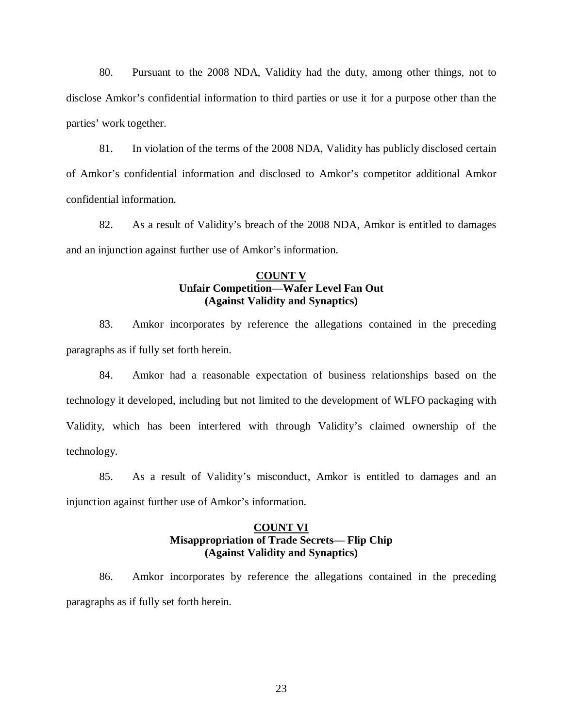80. Pursuant to the 2008 NDA, Validity had the duty, among other things, not to disclose Amkor's confidential information to third parties or use it for a purpose other than the parties' work together.

81. In violation of the terms of the 2008 NDA, Validity has publicly disclosed certain of Amkor's confidential information and disclosed to Amkor's competitor additional Amkor confidential information.

82. As a result of Validity's breach of the 2008 NDA, Amkor is entitled to damages and an injunction against further use of Amkor's information.

## COUNT V
### Unfair Competition—Wafer Level Fan Out
### (Against Validity and Synaptics)

83. Amkor incorporates by reference the allegations contained in the preceding paragraphs as if fully set forth herein.

84. Amkor had a reasonable expectation of business relationships based on the technology it developed, including but not limited to the development of WLFO packaging with Validity, which has been interfered with through Validity's claimed ownership of the technology.

85. As a result of Validity's misconduct, Amkor is entitled to damages and an injunction against further use of Amkor's information.

## COUNT VI
### Misappropriation of Trade Secrets— Flip Chip
### (Against Validity and Synaptics)

86. Amkor incorporates by reference the allegations contained in the preceding paragraphs as if fully set forth herein.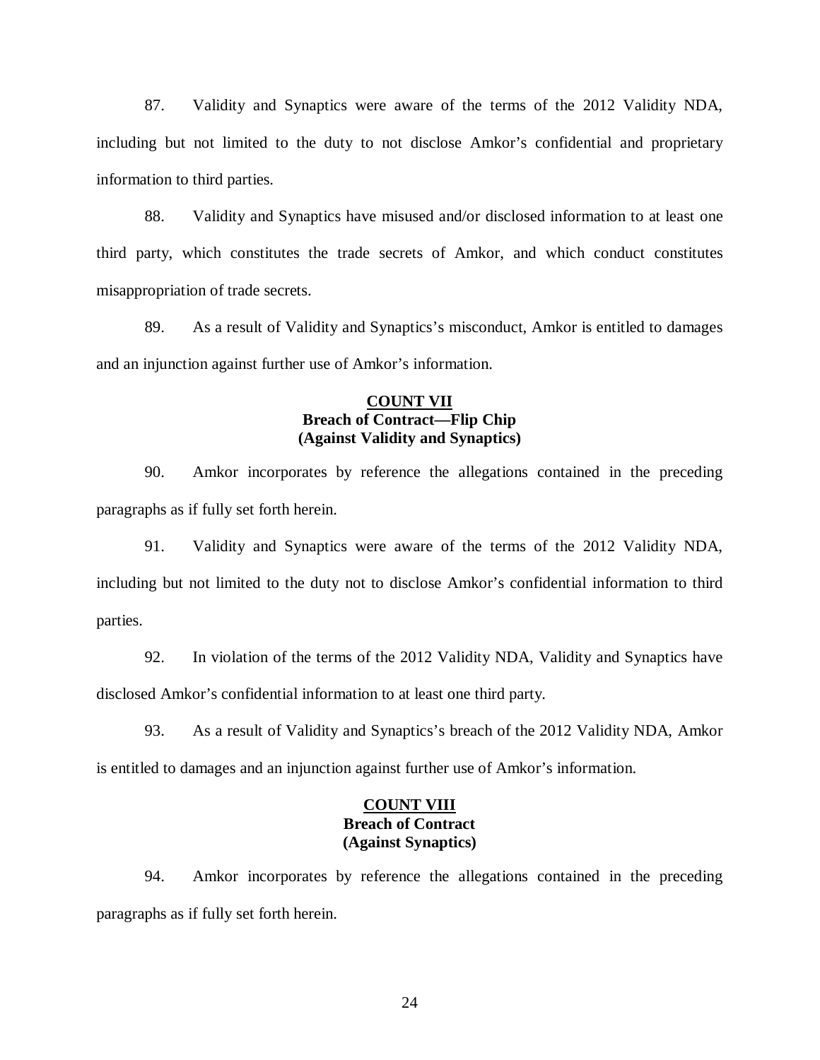87. Validity and Synaptics were aware of the terms of the 2012 Validity NDA, including but not limited to the duty to not disclose Amkor's confidential and proprietary information to third parties.

88. Validity and Synaptics have misused and/or disclosed information to at least one third party, which constitutes the trade secrets of Amkor, and which conduct constitutes misappropriation of trade secrets.

89. As a result of Validity and Synaptics's misconduct, Amkor is entitled to damages and an injunction against further use of Amkor's information.

## COUNT VII
**Breach of Contract—Flip Chip**
**(Against Validity and Synaptics)**

90. Amkor incorporates by reference the allegations contained in the preceding paragraphs as if fully set forth herein.

91. Validity and Synaptics were aware of the terms of the 2012 Validity NDA, including but not limited to the duty not to disclose Amkor's confidential information to third parties.

92. In violation of the terms of the 2012 Validity NDA, Validity and Synaptics have disclosed Amkor's confidential information to at least one third party.

93. As a result of Validity and Synaptics's breach of the 2012 Validity NDA, Amkor is entitled to damages and an injunction against further use of Amkor's information.

## COUNT VIII
**Breach of Contract**
**(Against Synaptics)**

94. Amkor incorporates by reference the allegations contained in the preceding paragraphs as if fully set forth herein.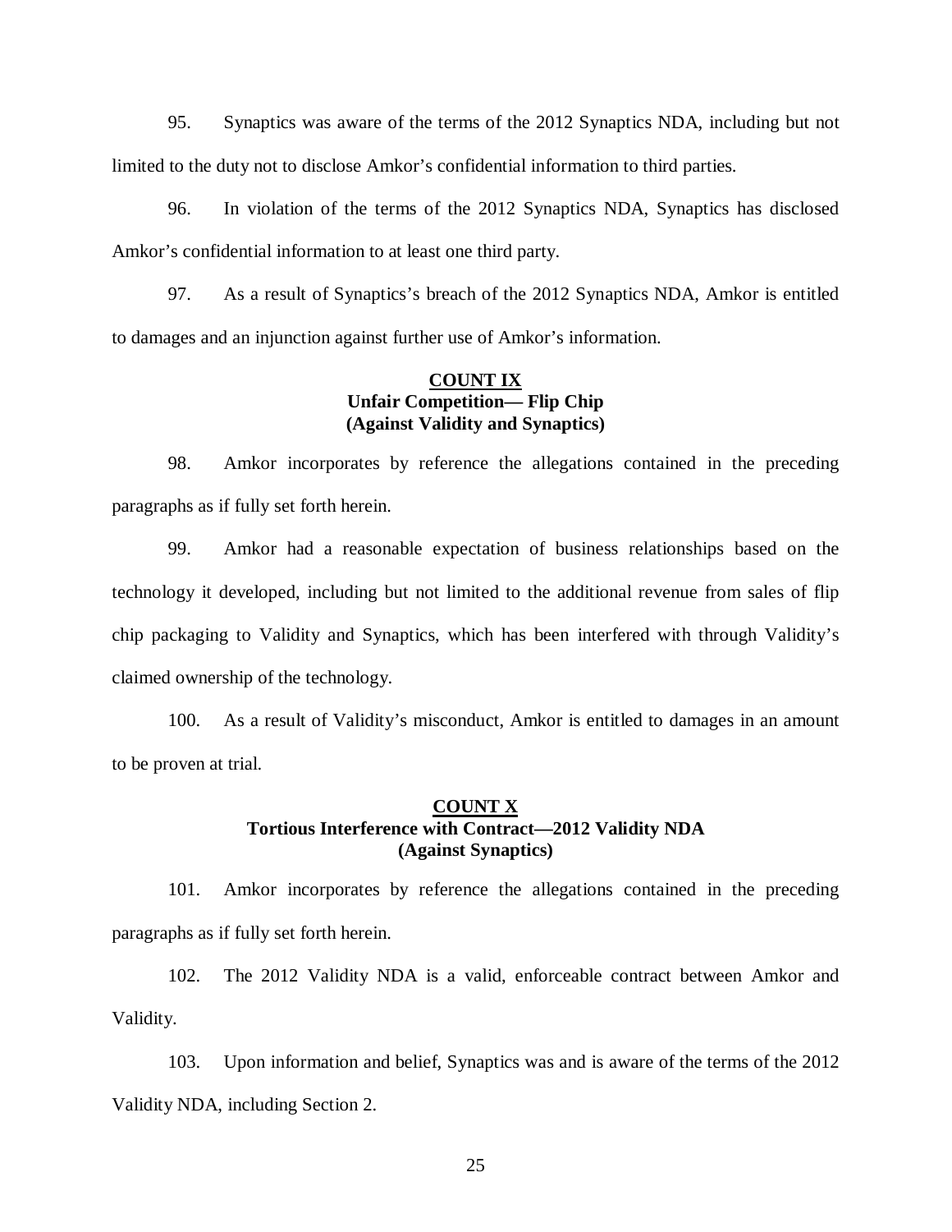95. Synaptics was aware of the terms of the 2012 Synaptics NDA, including but not limited to the duty not to disclose Amkor's confidential information to third parties.

96. In violation of the terms of the 2012 Synaptics NDA, Synaptics has disclosed Amkor's confidential information to at least one third party.

97. As a result of Synaptics's breach of the 2012 Synaptics NDA, Amkor is entitled to damages and an injunction against further use of Amkor's information.

**COUNT IX**
**Unfair Competition— Flip Chip**
**(Against Validity and Synaptics)**

98. Amkor incorporates by reference the allegations contained in the preceding paragraphs as if fully set forth herein.

99. Amkor had a reasonable expectation of business relationships based on the technology it developed, including but not limited to the additional revenue from sales of flip chip packaging to Validity and Synaptics, which has been interfered with through Validity's claimed ownership of the technology.

100. As a result of Validity's misconduct, Amkor is entitled to damages in an amount to be proven at trial.

**COUNT X**
**Tortious Interference with Contract—2012 Validity NDA**
**(Against Synaptics)**

101. Amkor incorporates by reference the allegations contained in the preceding paragraphs as if fully set forth herein.

102. The 2012 Validity NDA is a valid, enforceable contract between Amkor and Validity.

103. Upon information and belief, Synaptics was and is aware of the terms of the 2012 Validity NDA, including Section 2.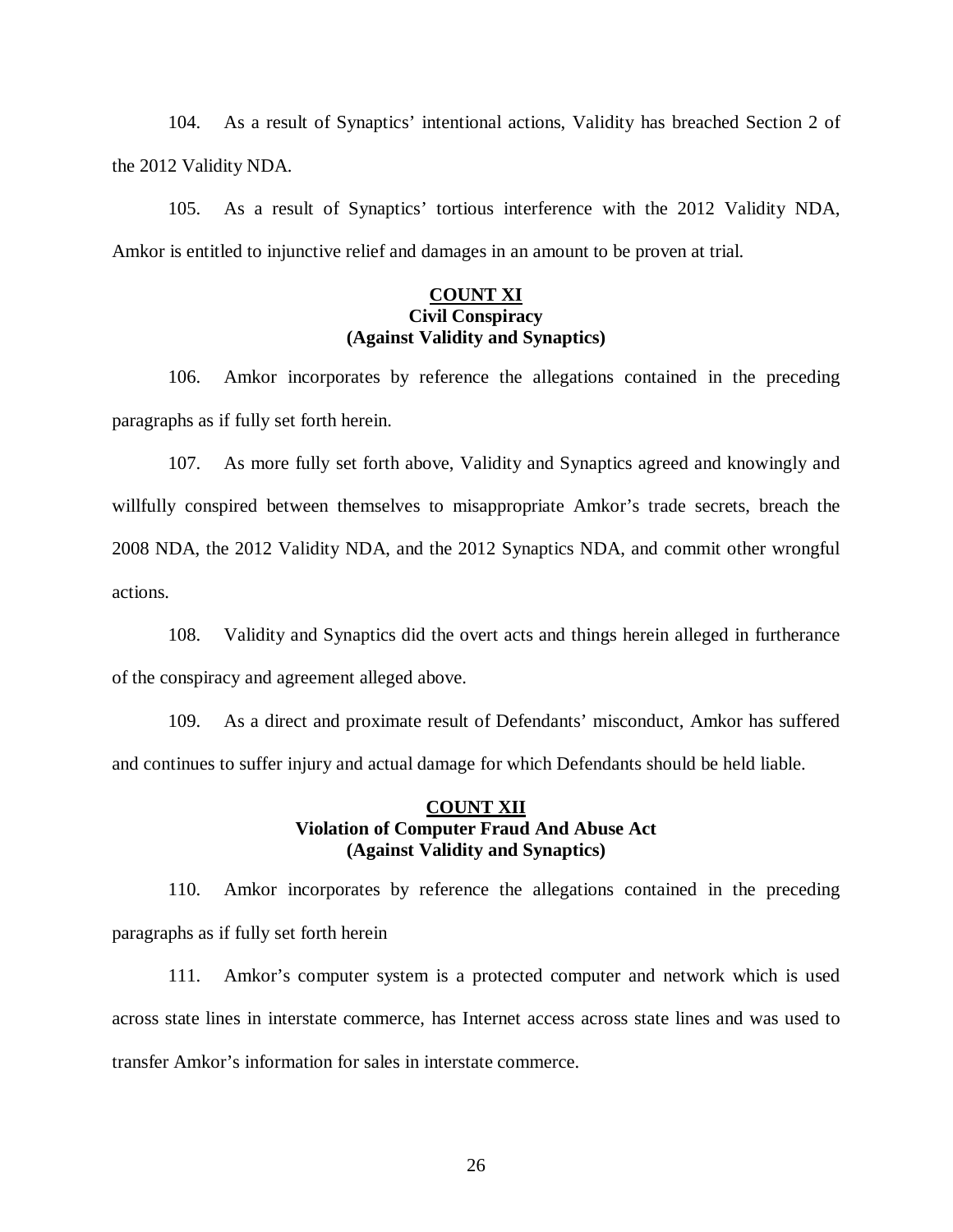104. As a result of Synaptics' intentional actions, Validity has breached Section 2 of the 2012 Validity NDA.

105. As a result of Synaptics' tortious interference with the 2012 Validity NDA, Amkor is entitled to injunctive relief and damages in an amount to be proven at trial.

**COUNT XI**
**Civil Conspiracy**
**(Against Validity and Synaptics)**

106. Amkor incorporates by reference the allegations contained in the preceding paragraphs as if fully set forth herein.

107. As more fully set forth above, Validity and Synaptics agreed and knowingly and willfully conspired between themselves to misappropriate Amkor's trade secrets, breach the 2008 NDA, the 2012 Validity NDA, and the 2012 Synaptics NDA, and commit other wrongful actions.

108. Validity and Synaptics did the overt acts and things herein alleged in furtherance of the conspiracy and agreement alleged above.

109. As a direct and proximate result of Defendants' misconduct, Amkor has suffered and continues to suffer injury and actual damage for which Defendants should be held liable.

**COUNT XII**
**Violation of Computer Fraud And Abuse Act**
**(Against Validity and Synaptics)**

110. Amkor incorporates by reference the allegations contained in the preceding paragraphs as if fully set forth herein

111. Amkor's computer system is a protected computer and network which is used across state lines in interstate commerce, has Internet access across state lines and was used to transfer Amkor's information for sales in interstate commerce.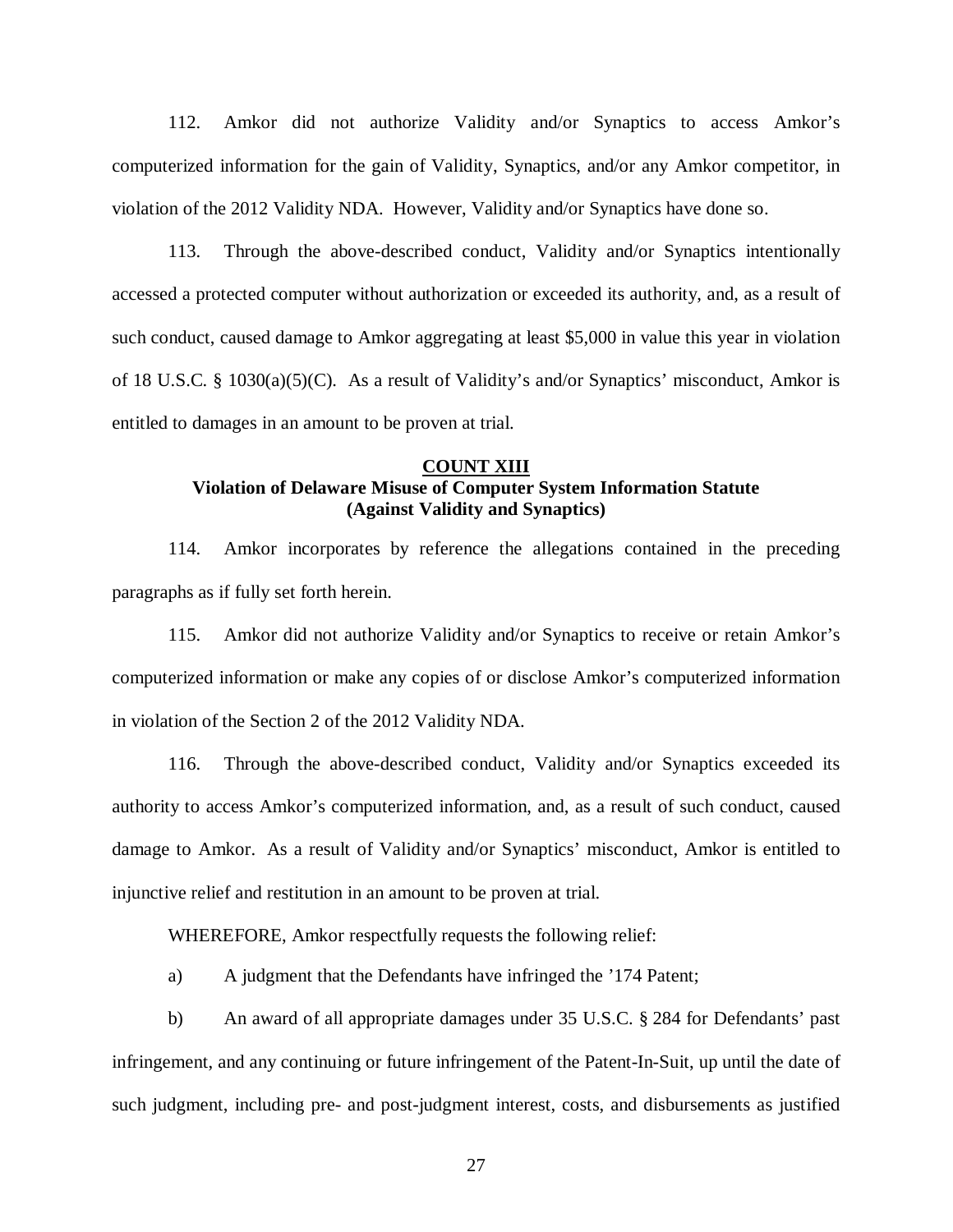112. Amkor did not authorize Validity and/or Synaptics to access Amkor's computerized information for the gain of Validity, Synaptics, and/or any Amkor competitor, in violation of the 2012 Validity NDA. However, Validity and/or Synaptics have done so.

113. Through the above-described conduct, Validity and/or Synaptics intentionally accessed a protected computer without authorization or exceeded its authority, and, as a result of such conduct, caused damage to Amkor aggregating at least $5,000 in value this year in violation of 18 U.S.C. § 1030(a)(5)(C). As a result of Validity's and/or Synaptics' misconduct, Amkor is entitled to damages in an amount to be proven at trial.

**COUNT XIII**
**Violation of Delaware Misuse of Computer System Information Statute**
**(Against Validity and Synaptics)**

114. Amkor incorporates by reference the allegations contained in the preceding paragraphs as if fully set forth herein.

115. Amkor did not authorize Validity and/or Synaptics to receive or retain Amkor's computerized information or make any copies of or disclose Amkor's computerized information in violation of the Section 2 of the 2012 Validity NDA.

116. Through the above-described conduct, Validity and/or Synaptics exceeded its authority to access Amkor's computerized information, and, as a result of such conduct, caused damage to Amkor. As a result of Validity and/or Synaptics' misconduct, Amkor is entitled to injunctive relief and restitution in an amount to be proven at trial.

WHEREFORE, Amkor respectfully requests the following relief:

a) A judgment that the Defendants have infringed the '174 Patent;

b) An award of all appropriate damages under 35 U.S.C. § 284 for Defendants' past infringement, and any continuing or future infringement of the Patent-In-Suit, up until the date of such judgment, including pre- and post-judgment interest, costs, and disbursements as justified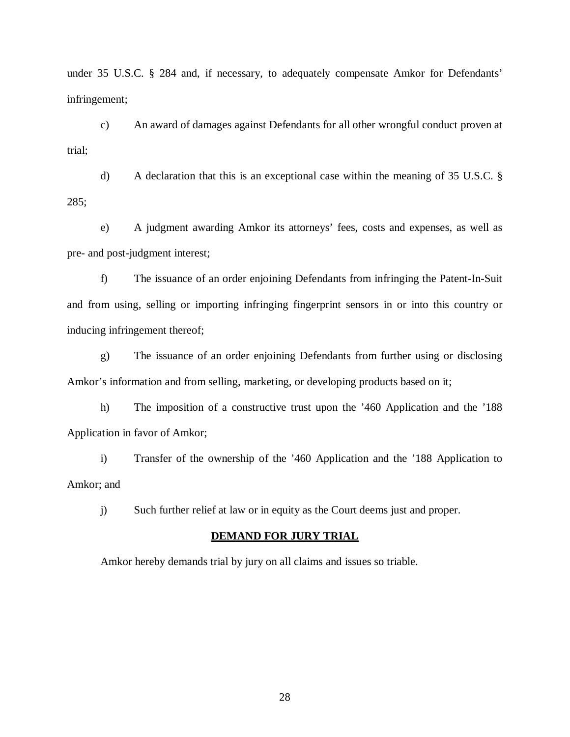under 35 U.S.C. § 284 and, if necessary, to adequately compensate Amkor for Defendants' infringement;

c) An award of damages against Defendants for all other wrongful conduct proven at trial;

d) A declaration that this is an exceptional case within the meaning of 35 U.S.C. § 285;

e) A judgment awarding Amkor its attorneys' fees, costs and expenses, as well as pre- and post-judgment interest;

f) The issuance of an order enjoining Defendants from infringing the Patent-In-Suit and from using, selling or importing infringing fingerprint sensors in or into this country or inducing infringement thereof;

g) The issuance of an order enjoining Defendants from further using or disclosing Amkor's information and from selling, marketing, or developing products based on it;

h) The imposition of a constructive trust upon the '460 Application and the '188 Application in favor of Amkor;

i) Transfer of the ownership of the '460 Application and the '188 Application to Amkor; and

j) Such further relief at law or in equity as the Court deems just and proper.

## DEMAND FOR JURY TRIAL

Amkor hereby demands trial by jury on all claims and issues so triable.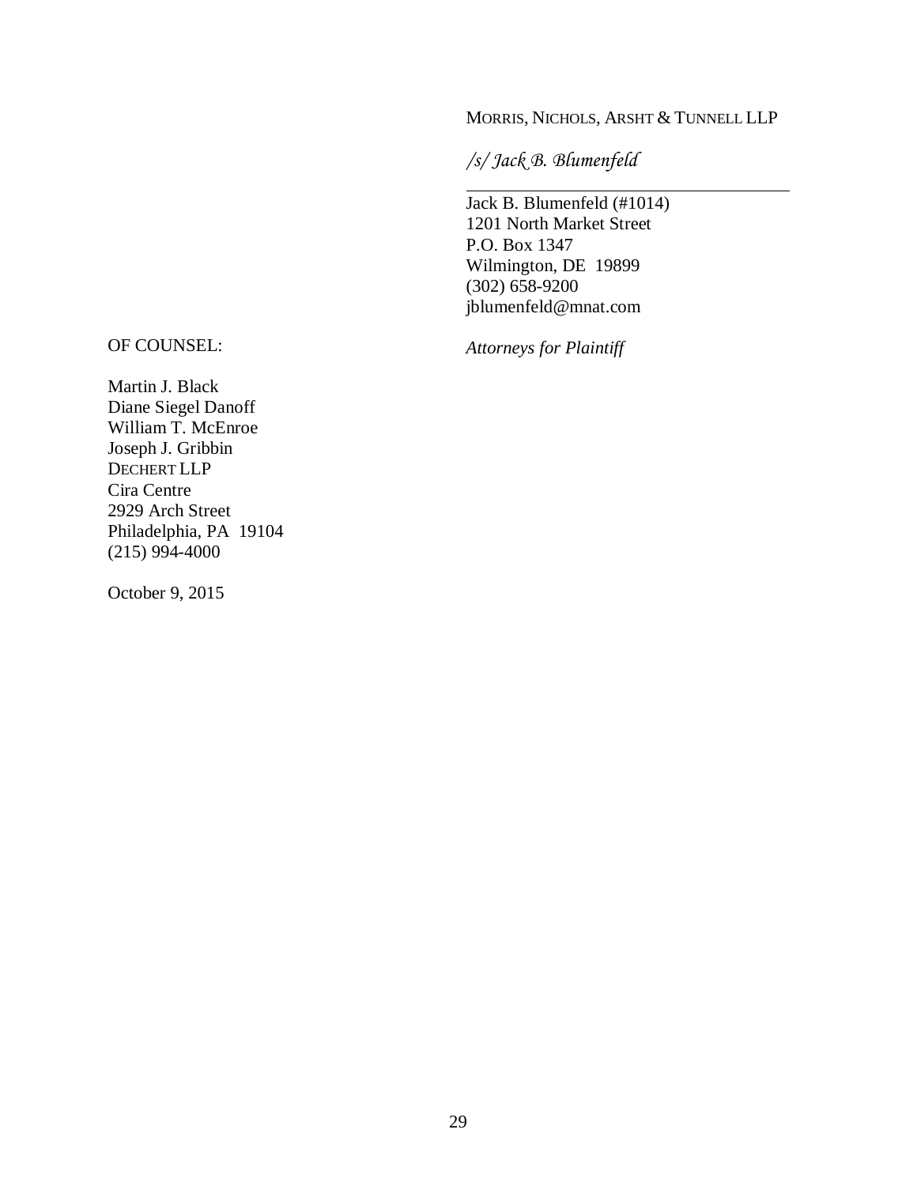MORRIS, NICHOLS, ARSHT & TUNNELL LLP

*/s/ Jack B. Blumenfeld*

Jack B. Blumenfeld (#1014)
1201 North Market Street
P.O. Box 1347
Wilmington, DE 19899
(302) 658-9200
jblumenfeld@mnat.com

*Attorneys for Plaintiff*

OF COUNSEL:

Martin J. Black
Diane Siegel Danoff
William T. McEnroe
Joseph J. Gribbin
DECHERT LLP
Cira Centre
2929 Arch Street
Philadelphia, PA 19104
(215) 994-4000

October 9, 2015